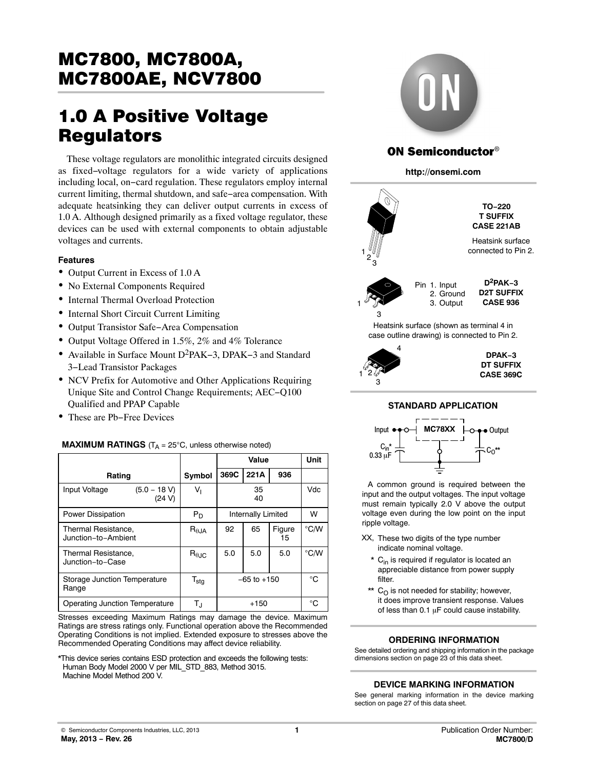# MC7800, MC7800A, MC7800AE, NCV7800

# 1.0 A Positive Voltage Regulators

These voltage regulators are monolithic integrated circuits designed as fixed−voltage regulators for a wide variety of applications including local, on−card regulation. These regulators employ internal current limiting, thermal shutdown, and safe−area compensation. With adequate heatsinking they can deliver output currents in excess of 1.0 A. Although designed primarily as a fixed voltage regulator, these devices can be used with external components to obtain adjustable voltages and currents.

### Features

- Output Current in Excess of 1.0 A
- No External Components Required
- Internal Thermal Overload Protection
- Internal Short Circuit Current Limiting
- Output Transistor Safe−Area Compensation
- Output Voltage Offered in 1.5%, 2% and 4% Tolerance
- Available in Surface Mount $D^2PAK$−3, DPAK−3 and Standard 3−Lead Transistor Packages
- NCV Prefix for Automotive and Other Applications Requiring Unique Site and Control Change Requirements; AEC−Q100 Qualified and PPAP Capable
- These are Pb−Free Devices

**MAXIMUM RATINGS** ($T_A$ = 25°C, unless otherwise noted)

| Rating | | Symbol | Value | | | Unit |
|---|---|---|---|---|---|---|
| | | | 369C | 221A | 936 | |
| Input Voltage | (5.0 − 18 V) (24 V) | $V_I$ | 35 40 | | | Vdc |
| Power Dissipation | | $P_D$ | Internally Limited | | | W |
| Thermal Resistance, Junction−to−Ambient | | $R_{\theta JA}$ | 92 | 65 | Figure 15 | °C/W |
| Thermal Resistance, Junction−to−Case | | $R_{\theta JC}$ | 5.0 | 5.0 | 5.0 | °C/W |
| Storage Junction Temperature Range | | $T_{stg}$ | −65 to +150 | | | °C |
| Operating Junction Temperature | | $T_J$ | +150 | | | °C |

Stresses exceeding Maximum Ratings may damage the device. Maximum Ratings are stress ratings only. Functional operation above the Recommended Operating Conditions is not implied. Extended exposure to stresses above the Recommended Operating Conditions may affect device reliability.

*This device series contains ESD protection and exceeds the following tests:
Human Body Model 2000 V per MIL_STD_883, Method 3015.
Machine Model Method 200 V.

**ON Semiconductor®**

**http://onsemi.com**

**TO−220**
**T SUFFIX**
**CASE 221AB**

Heatsink surface connected to Pin 2.

Pin 1. Input
2. Ground
3. Output

**$D^2$PAK−3**
**D2T SUFFIX**
**CASE 936**

Heatsink surface (shown as terminal 4 in case outline drawing) is connected to Pin 2.

**DPAK−3**
**DT SUFFIX**
**CASE 369C**

### STANDARD APPLICATION

Input — MC78XX — Output
$C_{in}$* 0.33 μF    $C_O$**

A common ground is required between the input and the output voltages. The input voltage must remain typically 2.0 V above the output voltage even during the low point on the input ripple voltage.

XX, These two digits of the type number indicate nominal voltage.

\* $C_{in}$ is required if regulator is located an appreciable distance from power supply filter.

** $C_O$ is not needed for stability; however, it does improve transient response. Values of less than 0.1 μF could cause instability.

### ORDERING INFORMATION

See detailed ordering and shipping information in the package dimensions section on page 23 of this data sheet.

### DEVICE MARKING INFORMATION

See general marking information in the device marking section on page 27 of this data sheet.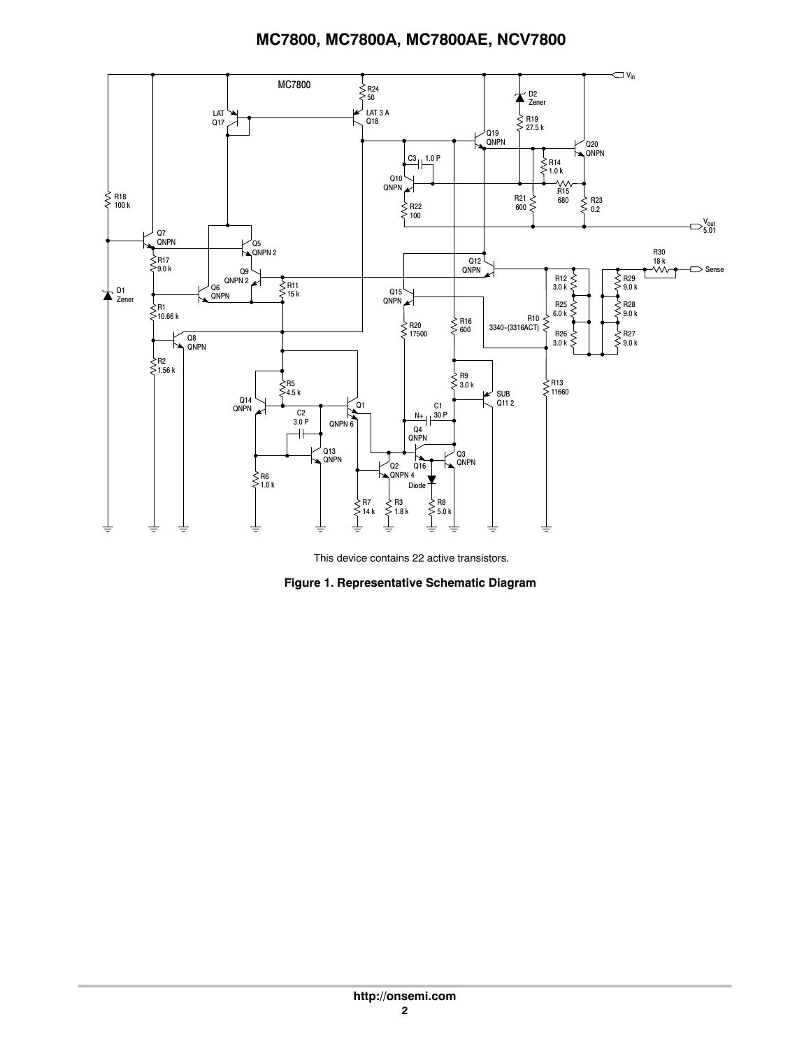This device contains 22 active transistors.

**Figure 1. Representative Schematic Diagram**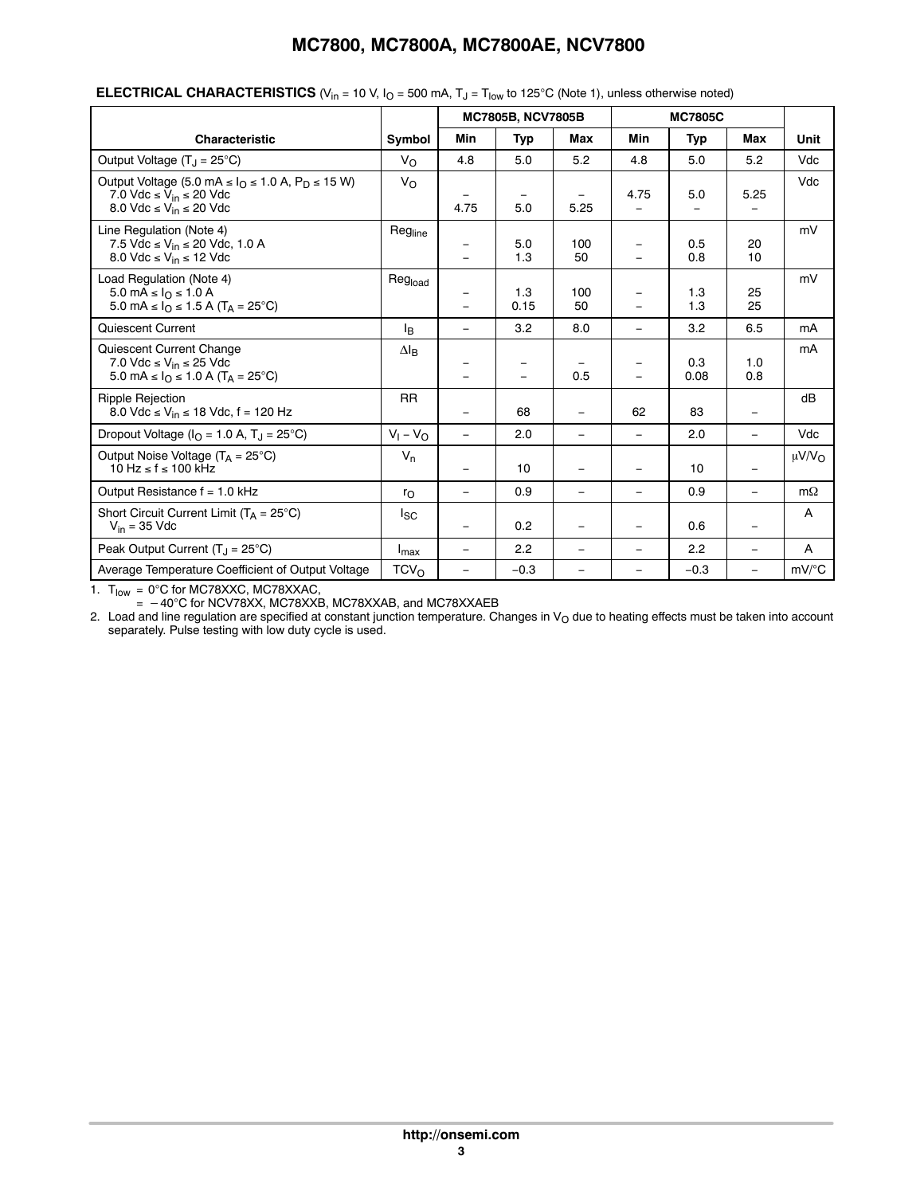**ELECTRICAL CHARACTERISTICS** ($V_{in}$ = 10 V, $I_O$ = 500 mA, $T_J$ = $T_{low}$ to 125°C (Note 1), unless otherwise noted)

| Characteristic | Symbol | MC7805B, NCV7805B | | | MC7805C | | | Unit |
|---|---|---|---|---|---|---|---|---|
| | | Min | Typ | Max | Min | Typ | Max | |
| Output Voltage ($T_J$ = 25°C) | $V_O$ | 4.8 | 5.0 | 5.2 | 4.8 | 5.0 | 5.2 | Vdc |
| Output Voltage (5.0 mA ≤ $I_O$ ≤ 1.0 A, $P_D$ ≤ 15 W)<br>7.0 Vdc ≤ $V_{in}$ ≤ 20 Vdc<br>8.0 Vdc ≤ $V_{in}$ ≤ 20 Vdc | $V_O$ | <br>–<br>4.75 | <br>–<br>5.0 | <br>–<br>5.25 | <br>4.75<br>– | <br>5.0<br>– | <br>5.25<br>– | Vdc |
| Line Regulation (Note 4)<br>7.5 Vdc ≤ $V_{in}$ ≤ 20 Vdc, 1.0 A<br>8.0 Vdc ≤ $V_{in}$ ≤ 12 Vdc | $Reg_{line}$ | <br>–<br>– | <br>5.0<br>1.3 | <br>100<br>50 | <br>–<br>– | <br>0.5<br>0.8 | <br>20<br>10 | mV |
| Load Regulation (Note 4)<br>5.0 mA ≤ $I_O$ ≤ 1.0 A<br>5.0 mA ≤ $I_O$ ≤ 1.5 A ($T_A$ = 25°C) | $Reg_{load}$ | <br>–<br>– | <br>1.3<br>0.15 | <br>100<br>50 | <br>–<br>– | <br>1.3<br>1.3 | <br>25<br>25 | mV |
| Quiescent Current | $I_B$ | – | 3.2 | 8.0 | – | 3.2 | 6.5 | mA |
| Quiescent Current Change<br>7.0 Vdc ≤ $V_{in}$ ≤ 25 Vdc<br>5.0 mA ≤ $I_O$ ≤ 1.0 A ($T_A$ = 25°C) | $\Delta I_B$ | <br>–<br>– | <br>–<br>– | <br>–<br>0.5 | <br>–<br>– | <br>0.3<br>0.08 | <br>1.0<br>0.8 | mA |
| Ripple Rejection<br>8.0 Vdc ≤ $V_{in}$ ≤ 18 Vdc, f = 120 Hz | RR | – | 68 | – | 62 | 83 | – | dB |
| Dropout Voltage ($I_O$ = 1.0 A, $T_J$ = 25°C) | $V_I - V_O$ | – | 2.0 | – | – | 2.0 | – | Vdc |
| Output Noise Voltage ($T_A$ = 25°C)<br>10 Hz ≤ f ≤ 100 kHz | $V_n$ | – | 10 | – | – | 10 | – | μV/$V_O$ |
| Output Resistance f = 1.0 kHz | $r_O$ | – | 0.9 | – | – | 0.9 | – | mΩ |
| Short Circuit Current Limit ($T_A$ = 25°C)<br>$V_{in}$ = 35 Vdc | $I_{SC}$ | – | 0.2 | – | – | 0.6 | – | A |
| Peak Output Current ($T_J$ = 25°C) | $I_{max}$ | – | 2.2 | – | – | 2.2 | – | A |
| Average Temperature Coefficient of Output Voltage | $TCV_O$ | – | −0.3 | – | – | −0.3 | – | mV/°C |

1. $T_{low}$ = 0°C for MC78XXC, MC78XXAC,
   = −40°C for NCV78XX, MC78XXB, MC78XXAB, and MC78XXAEB
2. Load and line regulation are specified at constant junction temperature. Changes in $V_O$ due to heating effects must be taken into account separately. Pulse testing with low duty cycle is used.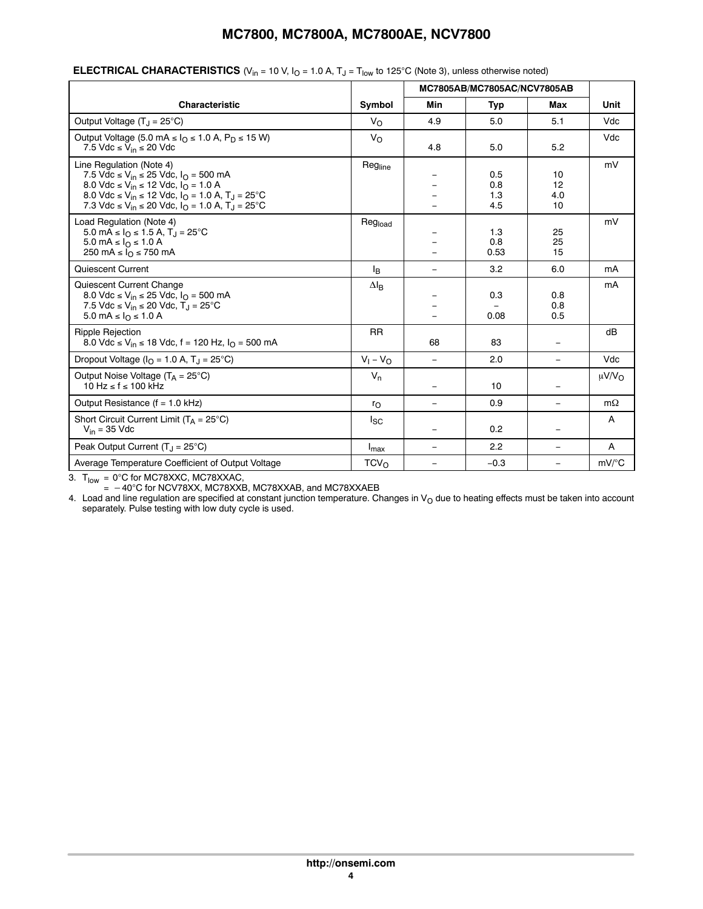**ELECTRICAL CHARACTERISTICS** ($V_{in}$ = 10 V, $I_O$ = 1.0 A, $T_J$ = $T_{low}$ to 125°C (Note 3), unless otherwise noted)

| Characteristic | Symbol | MC7805AB/MC7805AC/NCV7805AB | | | Unit |
|---|---|---|---|---|---|
| | | Min | Typ | Max | |
| Output Voltage ($T_J$ = 25°C) | $V_O$ | 4.9 | 5.0 | 5.1 | Vdc |
| Output Voltage (5.0 mA ≤ $I_O$ ≤ 1.0 A, $P_D$ ≤ 15 W)<br>7.5 Vdc ≤ $V_{in}$ ≤ 20 Vdc | $V_O$ | 4.8 | 5.0 | 5.2 | Vdc |
| Line Regulation (Note 4)<br>7.5 Vdc ≤ $V_{in}$ ≤ 25 Vdc, $I_O$ = 500 mA<br>8.0 Vdc ≤ $V_{in}$ ≤ 12 Vdc, $I_O$ = 1.0 A<br>8.0 Vdc ≤ $V_{in}$ ≤ 12 Vdc, $I_O$ = 1.0 A, $T_J$ = 25°C<br>7.3 Vdc ≤ $V_{in}$ ≤ 20 Vdc, $I_O$ = 1.0 A, $T_J$ = 25°C | $Reg_{line}$ | –<br>–<br>–<br>– | 0.5<br>0.8<br>1.3<br>4.5 | 10<br>12<br>4.0<br>10 | mV |
| Load Regulation (Note 4)<br>5.0 mA ≤ $I_O$ ≤ 1.5 A, $T_J$ = 25°C<br>5.0 mA ≤ $I_O$ ≤ 1.0 A<br>250 mA ≤ $I_O$ ≤ 750 mA | $Reg_{load}$ | –<br>–<br>– | 1.3<br>0.8<br>0.53 | 25<br>25<br>15 | mV |
| Quiescent Current | $I_B$ | – | 3.2 | 6.0 | mA |
| Quiescent Current Change<br>8.0 Vdc ≤ $V_{in}$ ≤ 25 Vdc, $I_O$ = 500 mA<br>7.5 Vdc ≤ $V_{in}$ ≤ 20 Vdc, $T_J$ = 25°C<br>5.0 mA ≤ $I_O$ ≤ 1.0 A | $\Delta I_B$ | –<br>–<br>– | 0.3<br>–<br>0.08 | 0.8<br>0.8<br>0.5 | mA |
| Ripple Rejection<br>8.0 Vdc ≤ $V_{in}$ ≤ 18 Vdc, f = 120 Hz, $I_O$ = 500 mA | RR | 68 | 83 | – | dB |
| Dropout Voltage ($I_O$ = 1.0 A, $T_J$ = 25°C) | $V_I - V_O$ | – | 2.0 | – | Vdc |
| Output Noise Voltage ($T_A$ = 25°C)<br>10 Hz ≤ f ≤ 100 kHz | $V_n$ | – | 10 | – | μV/$V_O$ |
| Output Resistance (f = 1.0 kHz) | $r_O$ | – | 0.9 | – | mΩ |
| Short Circuit Current Limit ($T_A$ = 25°C)<br>$V_{in}$ = 35 Vdc | $I_{SC}$ | – | 0.2 | – | A |
| Peak Output Current ($T_J$ = 25°C) | $I_{max}$ | – | 2.2 | – | A |
| Average Temperature Coefficient of Output Voltage | $TCV_O$ | – | −0.3 | – | mV/°C |

3. $T_{low}$ = 0°C for MC78XXC, MC78XXAC,
   = −40°C for NCV78XX, MC78XXB, MC78XXAB, and MC78XXAEB
4. Load and line regulation are specified at constant junction temperature. Changes in $V_O$ due to heating effects must be taken into account separately. Pulse testing with low duty cycle is used.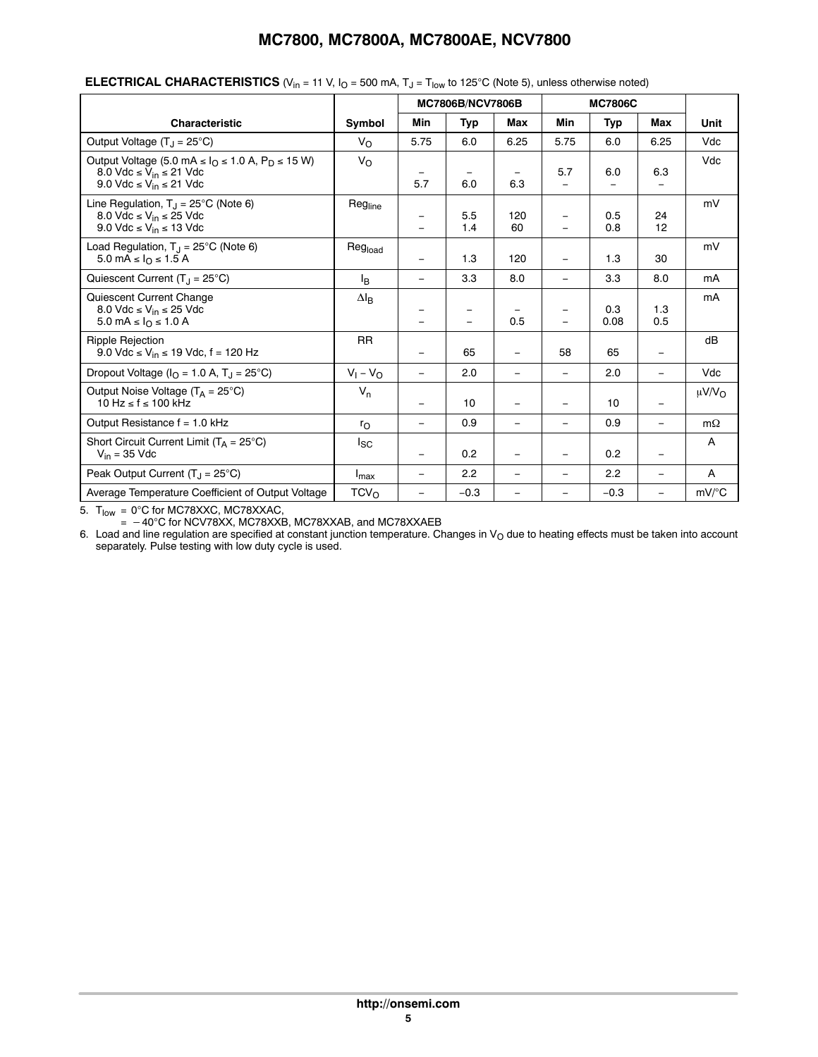**ELECTRICAL CHARACTERISTICS** ($V_{in}$ = 11 V, $I_O$ = 500 mA, $T_J$ = $T_{low}$ to 125°C (Note 5), unless otherwise noted)

| Characteristic | Symbol | MC7806B/NCV7806B | | | MC7806C | | | Unit |
|---|---|---|---|---|---|---|---|---|
| | | Min | Typ | Max | Min | Typ | Max | |
| Output Voltage ($T_J$ = 25°C) | $V_O$ | 5.75 | 6.0 | 6.25 | 5.75 | 6.0 | 6.25 | Vdc |
| Output Voltage (5.0 mA ≤ $I_O$ ≤ 1.0 A, $P_D$ ≤ 15 W)<br>8.0 Vdc ≤ $V_{in}$ ≤ 21 Vdc<br>9.0 Vdc ≤ $V_{in}$ ≤ 21 Vdc | $V_O$ | <br>–<br>5.7 | <br>–<br>6.0 | <br>–<br>6.3 | <br>5.7<br>– | <br>6.0<br>– | <br>6.3<br>– | Vdc |
| Line Regulation, $T_J$ = 25°C (Note 6)<br>8.0 Vdc ≤ $V_{in}$ ≤ 25 Vdc<br>9.0 Vdc ≤ $V_{in}$ ≤ 13 Vdc | $Reg_{line}$ | <br>–<br>– | <br>5.5<br>1.4 | <br>120<br>60 | <br>–<br>– | <br>0.5<br>0.8 | <br>24<br>12 | mV |
| Load Regulation, $T_J$ = 25°C (Note 6)<br>5.0 mA ≤ $I_O$ ≤ 1.5 A | $Reg_{load}$ | – | 1.3 | 120 | – | 1.3 | 30 | mV |
| Quiescent Current ($T_J$ = 25°C) | $I_B$ | – | 3.3 | 8.0 | – | 3.3 | 8.0 | mA |
| Quiescent Current Change<br>8.0 Vdc ≤ $V_{in}$ ≤ 25 Vdc<br>5.0 mA ≤ $I_O$ ≤ 1.0 A | $\Delta I_B$ | <br>–<br>– | <br>–<br>– | <br>–<br>0.5 | <br>–<br>– | <br>0.3<br>0.08 | <br>1.3<br>0.5 | mA |
| Ripple Rejection<br>9.0 Vdc ≤ $V_{in}$ ≤ 19 Vdc, f = 120 Hz | RR | – | 65 | – | 58 | 65 | – | dB |
| Dropout Voltage ($I_O$ = 1.0 A, $T_J$ = 25°C) | $V_I - V_O$ | – | 2.0 | – | – | 2.0 | – | Vdc |
| Output Noise Voltage ($T_A$ = 25°C)<br>10 Hz ≤ f ≤ 100 kHz | $V_n$ | – | 10 | – | – | 10 | – | μV/$V_O$ |
| Output Resistance f = 1.0 kHz | $r_O$ | – | 0.9 | – | – | 0.9 | – | mΩ |
| Short Circuit Current Limit ($T_A$ = 25°C)<br>$V_{in}$ = 35 Vdc | $I_{SC}$ | – | 0.2 | – | – | 0.2 | – | A |
| Peak Output Current ($T_J$ = 25°C) | $I_{max}$ | – | 2.2 | – | – | 2.2 | – | A |
| Average Temperature Coefficient of Output Voltage | $TCV_O$ | – | −0.3 | – | – | −0.3 | – | mV/°C |

5. $T_{low}$ = 0°C for MC78XXC, MC78XXAC,
 = −40°C for NCV78XX, MC78XXB, MC78XXAB, and MC78XXAEB
6. Load and line regulation are specified at constant junction temperature. Changes in $V_O$ due to heating effects must be taken into account separately. Pulse testing with low duty cycle is used.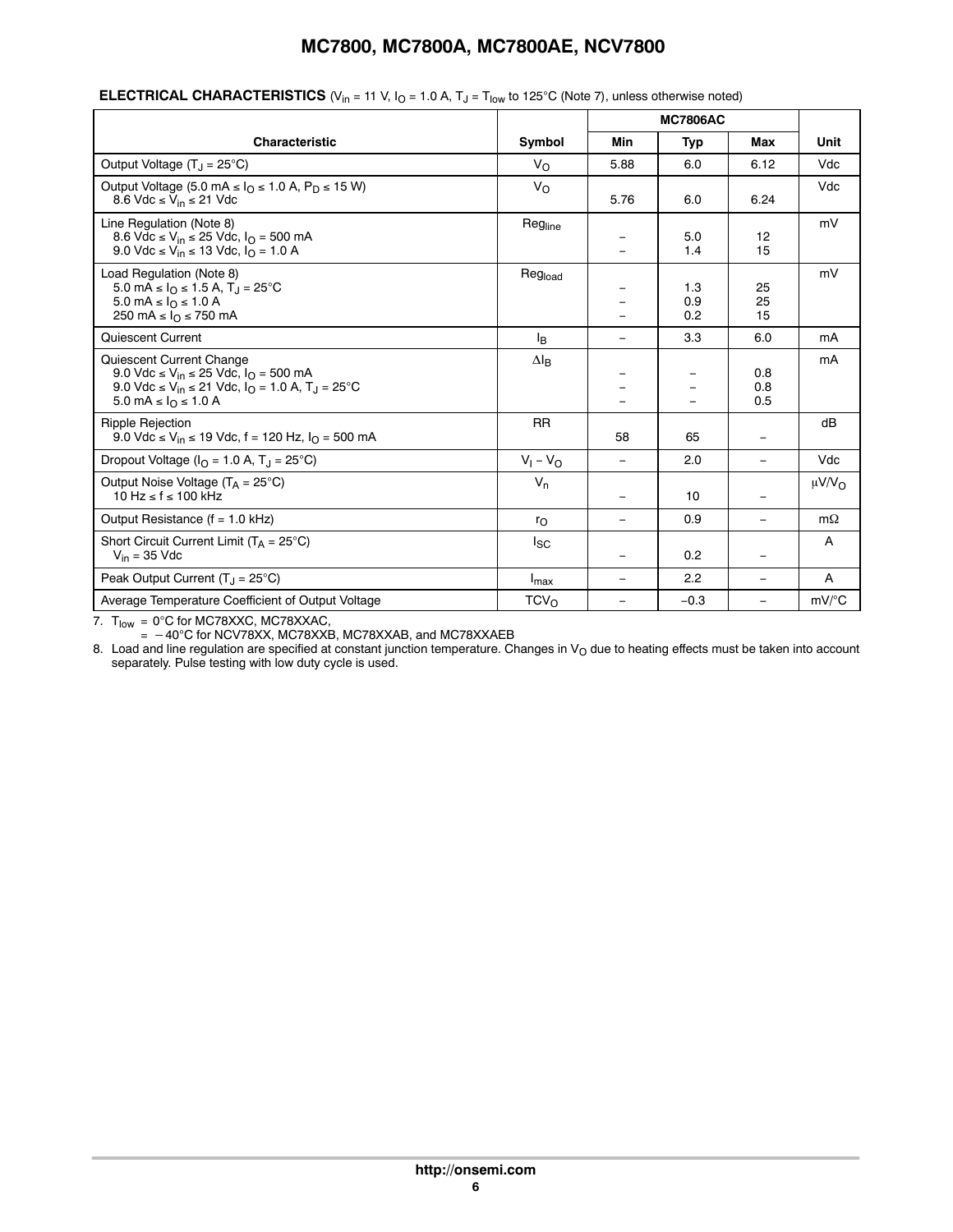**ELECTRICAL CHARACTERISTICS** ($V_{in}$ = 11 V, $I_O$ = 1.0 A, $T_J$ = $T_{low}$ to 125°C (Note 7), unless otherwise noted)

| Characteristic | Symbol | MC7806AC Min | MC7806AC Typ | MC7806AC Max | Unit |
|---|---|---|---|---|---|
| Output Voltage ($T_J$ = 25°C) | $V_O$ | 5.88 | 6.0 | 6.12 | Vdc |
| Output Voltage (5.0 mA ≤ $I_O$ ≤ 1.0 A, $P_D$ ≤ 15 W)<br>8.6 Vdc ≤ $V_{in}$ ≤ 21 Vdc | $V_O$ | 5.76 | 6.0 | 6.24 | Vdc |
| Line Regulation (Note 8)<br>8.6 Vdc ≤ $V_{in}$ ≤ 25 Vdc, $I_O$ = 500 mA<br>9.0 Vdc ≤ $V_{in}$ ≤ 13 Vdc, $I_O$ = 1.0 A | $Reg_{line}$ | –<br>– | 5.0<br>1.4 | 12<br>15 | mV |
| Load Regulation (Note 8)<br>5.0 mA ≤ $I_O$ ≤ 1.5 A, $T_J$ = 25°C<br>5.0 mA ≤ $I_O$ ≤ 1.0 A<br>250 mA ≤ $I_O$ ≤ 750 mA | $Reg_{load}$ | –<br>–<br>– | 1.3<br>0.9<br>0.2 | 25<br>25<br>15 | mV |
| Quiescent Current | $I_B$ | – | 3.3 | 6.0 | mA |
| Quiescent Current Change<br>9.0 Vdc ≤ $V_{in}$ ≤ 25 Vdc, $I_O$ = 500 mA<br>9.0 Vdc ≤ $V_{in}$ ≤ 21 Vdc, $I_O$ = 1.0 A, $T_J$ = 25°C<br>5.0 mA ≤ $I_O$ ≤ 1.0 A | $\Delta I_B$ | –<br>–<br>– | –<br>–<br>– | 0.8<br>0.8<br>0.5 | mA |
| Ripple Rejection<br>9.0 Vdc ≤ $V_{in}$ ≤ 19 Vdc, f = 120 Hz, $I_O$ = 500 mA | RR | 58 | 65 | – | dB |
| Dropout Voltage ($I_O$ = 1.0 A, $T_J$ = 25°C) | $V_I - V_O$ | – | 2.0 | – | Vdc |
| Output Noise Voltage ($T_A$ = 25°C)<br>10 Hz ≤ f ≤ 100 kHz | $V_n$ | – | 10 | – | μV/$V_O$ |
| Output Resistance (f = 1.0 kHz) | $r_O$ | – | 0.9 | – | mΩ |
| Short Circuit Current Limit ($T_A$ = 25°C)<br>$V_{in}$ = 35 Vdc | $I_{SC}$ | – | 0.2 | – | A |
| Peak Output Current ($T_J$ = 25°C) | $I_{max}$ | – | 2.2 | – | A |
| Average Temperature Coefficient of Output Voltage | $TCV_O$ | – | −0.3 | – | mV/°C |

7. $T_{low}$ = 0°C for MC78XXC, MC78XXAC,
   = −40°C for NCV78XX, MC78XXB, MC78XXAB, and MC78XXAEB
8. Load and line regulation are specified at constant junction temperature. Changes in $V_O$ due to heating effects must be taken into account separately. Pulse testing with low duty cycle is used.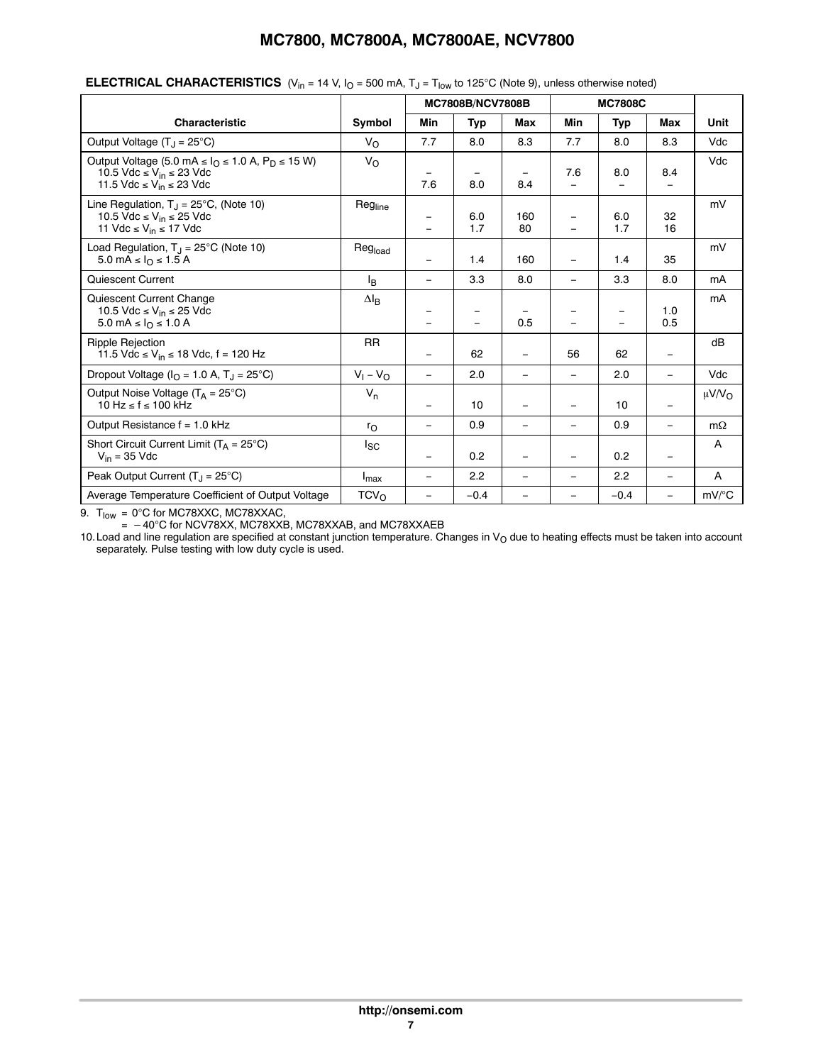**ELECTRICAL CHARACTERISTICS** ($V_{in}$ = 14 V, $I_O$ = 500 mA, $T_J$ = $T_{low}$ to 125°C (Note 9), unless otherwise noted)

| Characteristic | Symbol | MC7808B/NCV7808B | | | MC7808C | | | Unit |
|---|---|---|---|---|---|---|---|---|
| | | Min | Typ | Max | Min | Typ | Max | |
| Output Voltage ($T_J$ = 25°C) | $V_O$ | 7.7 | 8.0 | 8.3 | 7.7 | 8.0 | 8.3 | Vdc |
| Output Voltage (5.0 mA ≤ $I_O$ ≤ 1.0 A, $P_D$ ≤ 15 W)<br>10.5 Vdc ≤ $V_{in}$ ≤ 23 Vdc<br>11.5 Vdc ≤ $V_{in}$ ≤ 23 Vdc | $V_O$ | <br>–<br>7.6 | <br>–<br>8.0 | <br>–<br>8.4 | <br>7.6<br>– | <br>8.0<br>– | <br>8.4<br>– | Vdc |
| Line Regulation, $T_J$ = 25°C, (Note 10)<br>10.5 Vdc ≤ $V_{in}$ ≤ 25 Vdc<br>11 Vdc ≤ $V_{in}$ ≤ 17 Vdc | $Reg_{line}$ | <br>–<br>– | <br>6.0<br>1.7 | <br>160<br>80 | <br>–<br>– | <br>6.0<br>1.7 | <br>32<br>16 | mV |
| Load Regulation, $T_J$ = 25°C (Note 10)<br>5.0 mA ≤ $I_O$ ≤ 1.5 A | $Reg_{load}$ | – | 1.4 | 160 | – | 1.4 | 35 | mV |
| Quiescent Current | $I_B$ | – | 3.3 | 8.0 | – | 3.3 | 8.0 | mA |
| Quiescent Current Change<br>10.5 Vdc ≤ $V_{in}$ ≤ 25 Vdc<br>5.0 mA ≤ $I_O$ ≤ 1.0 A | $\Delta I_B$ | <br>–<br>– | <br>–<br>– | <br>–<br>0.5 | <br>–<br>– | <br>–<br>– | <br>1.0<br>0.5 | mA |
| Ripple Rejection<br>11.5 Vdc ≤ $V_{in}$ ≤ 18 Vdc, f = 120 Hz | RR | – | 62 | – | 56 | 62 | – | dB |
| Dropout Voltage ($I_O$ = 1.0 A, $T_J$ = 25°C) | $V_I - V_O$ | – | 2.0 | – | – | 2.0 | – | Vdc |
| Output Noise Voltage ($T_A$ = 25°C)<br>10 Hz ≤ f ≤ 100 kHz | $V_n$ | – | 10 | – | – | 10 | – | μV/$V_O$ |
| Output Resistance f = 1.0 kHz | $r_O$ | – | 0.9 | – | – | 0.9 | – | mΩ |
| Short Circuit Current Limit ($T_A$ = 25°C)<br>$V_{in}$ = 35 Vdc | $I_{SC}$ | – | 0.2 | – | – | 0.2 | – | A |
| Peak Output Current ($T_J$ = 25°C) | $I_{max}$ | – | 2.2 | – | – | 2.2 | – | A |
| Average Temperature Coefficient of Output Voltage | $TCV_O$ | – | −0.4 | – | – | −0.4 | – | mV/°C |

9. $T_{low}$ = 0°C for MC78XXC, MC78XXAC,
 = −40°C for NCV78XX, MC78XXB, MC78XXAB, and MC78XXAEB
10. Load and line regulation are specified at constant junction temperature. Changes in $V_O$ due to heating effects must be taken into account separately. Pulse testing with low duty cycle is used.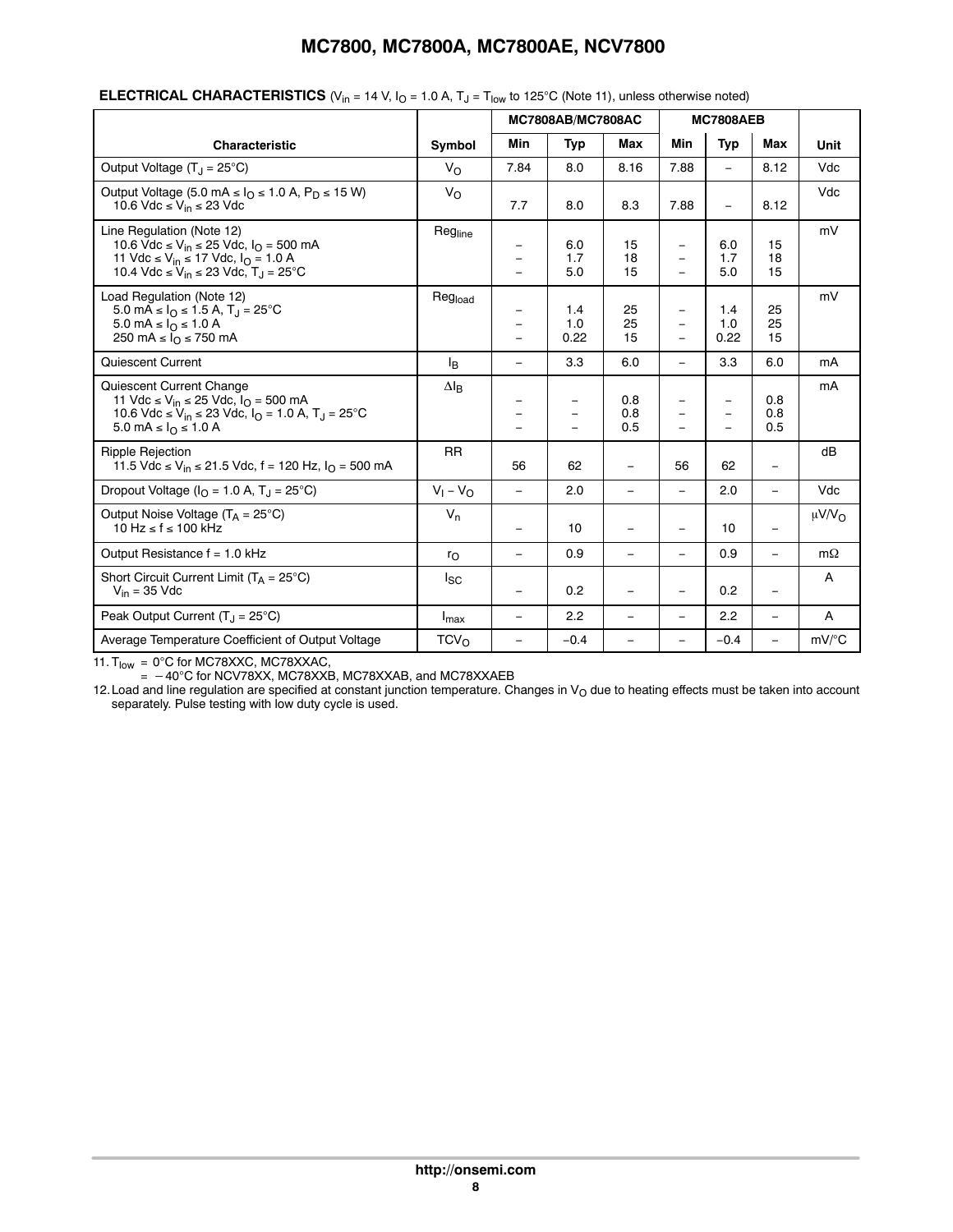**ELECTRICAL CHARACTERISTICS** ($V_{in}$ = 14 V, $I_O$ = 1.0 A, $T_J$ = $T_{low}$ to 125°C (Note 11), unless otherwise noted)

| Characteristic | Symbol | MC7808AB/MC7808AC | | | MC7808AEB | | | Unit |
|---|---|---|---|---|---|---|---|---|
| | | Min | Typ | Max | Min | Typ | Max | |
| Output Voltage ($T_J$ = 25°C) | $V_O$ | 7.84 | 8.0 | 8.16 | 7.88 | – | 8.12 | Vdc |
| Output Voltage (5.0 mA ≤ $I_O$ ≤ 1.0 A, $P_D$ ≤ 15 W)<br>10.6 Vdc ≤ $V_{in}$ ≤ 23 Vdc | $V_O$ | 7.7 | 8.0 | 8.3 | 7.88 | – | 8.12 | Vdc |
| Line Regulation (Note 12)<br>10.6 Vdc ≤ $V_{in}$ ≤ 25 Vdc, $I_O$ = 500 mA<br>11 Vdc ≤ $V_{in}$ ≤ 17 Vdc, $I_O$ = 1.0 A<br>10.4 Vdc ≤ $V_{in}$ ≤ 23 Vdc, $T_J$ = 25°C | $Reg_{line}$ | –<br>–<br>– | 6.0<br>1.7<br>5.0 | 15<br>18<br>15 | –<br>–<br>– | 6.0<br>1.7<br>5.0 | 15<br>18<br>15 | mV |
| Load Regulation (Note 12)<br>5.0 mA ≤ $I_O$ ≤ 1.5 A, $T_J$ = 25°C<br>5.0 mA ≤ $I_O$ ≤ 1.0 A<br>250 mA ≤ $I_O$ ≤ 750 mA | $Reg_{load}$ | –<br>–<br>– | 1.4<br>1.0<br>0.22 | 25<br>25<br>15 | –<br>–<br>– | 1.4<br>1.0<br>0.22 | 25<br>25<br>15 | mV |
| Quiescent Current | $I_B$ | – | 3.3 | 6.0 | – | 3.3 | 6.0 | mA |
| Quiescent Current Change<br>11 Vdc ≤ $V_{in}$ ≤ 25 Vdc, $I_O$ = 500 mA<br>10.6 Vdc ≤ $V_{in}$ ≤ 23 Vdc, $I_O$ = 1.0 A, $T_J$ = 25°C<br>5.0 mA ≤ $I_O$ ≤ 1.0 A | $\Delta I_B$ | –<br>–<br>– | –<br>–<br>– | 0.8<br>0.8<br>0.5 | –<br>–<br>– | –<br>–<br>– | 0.8<br>0.8<br>0.5 | mA |
| Ripple Rejection<br>11.5 Vdc ≤ $V_{in}$ ≤ 21.5 Vdc, f = 120 Hz, $I_O$ = 500 mA | RR | 56 | 62 | – | 56 | 62 | – | dB |
| Dropout Voltage ($I_O$ = 1.0 A, $T_J$ = 25°C) | $V_I - V_O$ | – | 2.0 | – | – | 2.0 | – | Vdc |
| Output Noise Voltage ($T_A$ = 25°C)<br>10 Hz ≤ f ≤ 100 kHz | $V_n$ | – | 10 | – | – | 10 | – | μV/$V_O$ |
| Output Resistance f = 1.0 kHz | $r_O$ | – | 0.9 | – | – | 0.9 | – | mΩ |
| Short Circuit Current Limit ($T_A$ = 25°C)<br>$V_{in}$ = 35 Vdc | $I_{SC}$ | – | 0.2 | – | – | 0.2 | – | A |
| Peak Output Current ($T_J$ = 25°C) | $I_{max}$ | – | 2.2 | – | – | 2.2 | – | A |
| Average Temperature Coefficient of Output Voltage | $TCV_O$ | – | −0.4 | – | – | −0.4 | – | mV/°C |

11. $T_{low}$ = 0°C for MC78XXC, MC78XXAC,
 = −40°C for NCV78XX, MC78XXB, MC78XXAB, and MC78XXAEB

12. Load and line regulation are specified at constant junction temperature. Changes in $V_O$ due to heating effects must be taken into account separately. Pulse testing with low duty cycle is used.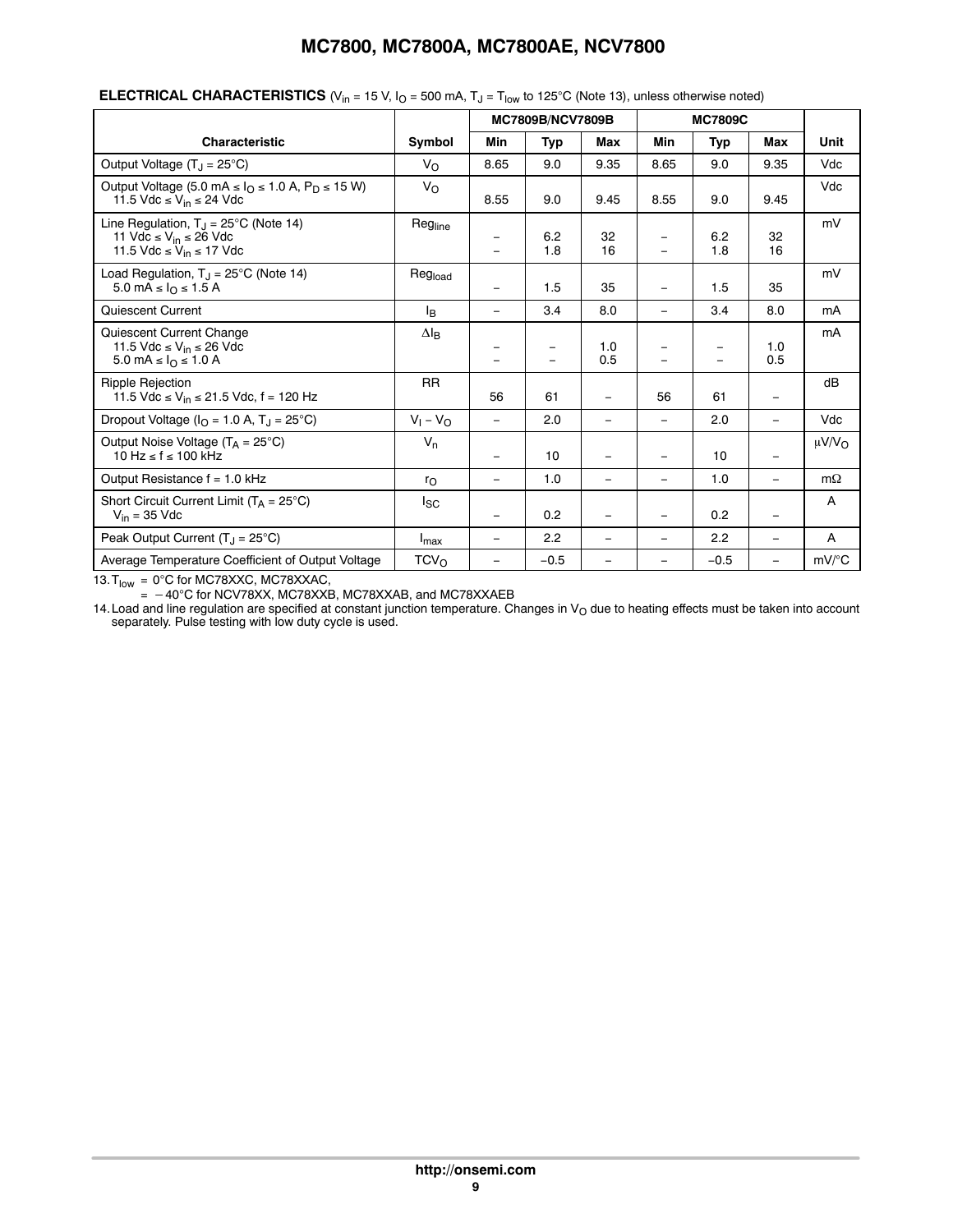**ELECTRICAL CHARACTERISTICS** ($V_{in}$ = 15 V, $I_O$ = 500 mA, $T_J$ = $T_{low}$ to 125°C (Note 13), unless otherwise noted)

| Characteristic | Symbol | MC7809B/NCV7809B | | | MC7809C | | | Unit |
|---|---|---|---|---|---|---|---|---|
| | | Min | Typ | Max | Min | Typ | Max | |
| Output Voltage ($T_J$ = 25°C) | $V_O$ | 8.65 | 9.0 | 9.35 | 8.65 | 9.0 | 9.35 | Vdc |
| Output Voltage (5.0 mA ≤ $I_O$ ≤ 1.0 A, $P_D$ ≤ 15 W) 11.5 Vdc ≤ $V_{in}$ ≤ 24 Vdc | $V_O$ | 8.55 | 9.0 | 9.45 | 8.55 | 9.0 | 9.45 | Vdc |
| Line Regulation, $T_J$ = 25°C (Note 14) 11 Vdc ≤ $V_{in}$ ≤ 26 Vdc 11.5 Vdc ≤ $V_{in}$ ≤ 17 Vdc | $Reg_{line}$ | – – | 6.2 1.8 | 32 16 | – – | 6.2 1.8 | 32 16 | mV |
| Load Regulation, $T_J$ = 25°C (Note 14) 5.0 mA ≤ $I_O$ ≤ 1.5 A | $Reg_{load}$ | – | 1.5 | 35 | – | 1.5 | 35 | mV |
| Quiescent Current | $I_B$ | – | 3.4 | 8.0 | – | 3.4 | 8.0 | mA |
| Quiescent Current Change 11.5 Vdc ≤ $V_{in}$ ≤ 26 Vdc 5.0 mA ≤ $I_O$ ≤ 1.0 A | $\Delta I_B$ | – – | – – | 1.0 0.5 | – – | – – | 1.0 0.5 | mA |
| Ripple Rejection 11.5 Vdc ≤ $V_{in}$ ≤ 21.5 Vdc, f = 120 Hz | RR | 56 | 61 | – | 56 | 61 | – | dB |
| Dropout Voltage ($I_O$ = 1.0 A, $T_J$ = 25°C) | $V_I - V_O$ | – | 2.0 | – | – | 2.0 | – | Vdc |
| Output Noise Voltage ($T_A$ = 25°C) 10 Hz ≤ f ≤ 100 kHz | $V_n$ | – | 10 | – | – | 10 | – | μV/$V_O$ |
| Output Resistance f = 1.0 kHz | $r_O$ | – | 1.0 | – | – | 1.0 | – | mΩ |
| Short Circuit Current Limit ($T_A$ = 25°C) $V_{in}$ = 35 Vdc | $I_{SC}$ | – | 0.2 | – | – | 0.2 | – | A |
| Peak Output Current ($T_J$ = 25°C) | $I_{max}$ | – | 2.2 | – | – | 2.2 | – | A |
| Average Temperature Coefficient of Output Voltage | $TCV_O$ | – | −0.5 | – | – | −0.5 | – | mV/°C |

13. $T_{low}$ = 0°C for MC78XXC, MC78XXAC,
 = −40°C for NCV78XX, MC78XXB, MC78XXAB, and MC78XXAEB

14. Load and line regulation are specified at constant junction temperature. Changes in $V_O$ due to heating effects must be taken into account separately. Pulse testing with low duty cycle is used.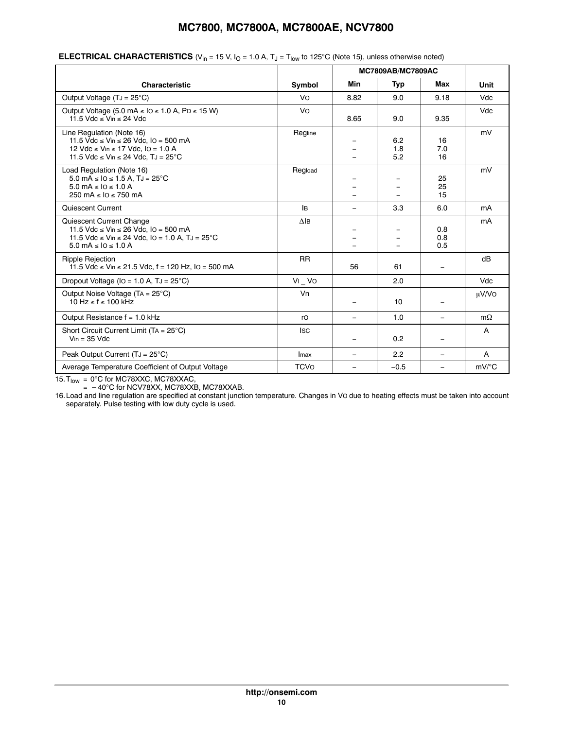**ELECTRICAL CHARACTERISTICS** ($V_{in}$ = 15 V, $I_O$ = 1.0 A, $T_J$ = $T_{low}$ to 125°C (Note 15), unless otherwise noted)

| Characteristic | Symbol | MC7809AB/MC7809AC | | | Unit |
|---|---|---|---|---|---|
| | | Min | Typ | Max | |
| Output Voltage ($T_J$ = 25°C) | $V_O$ | 8.82 | 9.0 | 9.18 | Vdc |
| Output Voltage (5.0 mA ≤ $I_O$ ≤ 1.0 A, $P_D$ ≤ 15 W)<br>11.5 Vdc ≤ $V_{in}$ ≤ 24 Vdc | $V_O$ | 8.65 | 9.0 | 9.35 | Vdc |
| Line Regulation (Note 16)<br>11.5 Vdc ≤ $V_{in}$ ≤ 26 Vdc, $I_O$ = 500 mA<br>12 Vdc ≤ $V_{in}$ ≤ 17 Vdc, $I_O$ = 1.0 A<br>11.5 Vdc ≤ $V_{in}$ ≤ 24 Vdc, $T_J$ = 25°C | $Reg_{line}$ | –<br>–<br>– | 6.2<br>1.8<br>5.2 | 16<br>7.0<br>16 | mV |
| Load Regulation (Note 16)<br>5.0 mA ≤ $I_O$ ≤ 1.5 A, $T_J$ = 25°C<br>5.0 mA ≤ $I_O$ ≤ 1.0 A<br>250 mA ≤ $I_O$ ≤ 750 mA | $Reg_{load}$ | –<br>–<br>– | –<br>–<br>– | 25<br>25<br>15 | mV |
| Quiescent Current | $I_B$ | – | 3.3 | 6.0 | mA |
| Quiescent Current Change<br>11.5 Vdc ≤ $V_{in}$ ≤ 26 Vdc, $I_O$ = 500 mA<br>11.5 Vdc ≤ $V_{in}$ ≤ 24 Vdc, $I_O$ = 1.0 A, $T_J$ = 25°C<br>5.0 mA ≤ $I_O$ ≤ 1.0 A | $\Delta I_B$ | –<br>–<br>– | –<br>–<br>– | 0.8<br>0.8<br>0.5 | mA |
| Ripple Rejection<br>11.5 Vdc ≤ $V_{in}$ ≤ 21.5 Vdc, f = 120 Hz, $I_O$ = 500 mA | RR | 56 | 61 | – | dB |
| Dropout Voltage ($I_O$ = 1.0 A, $T_J$ = 25°C) | $V_I - V_O$ | | 2.0 | | Vdc |
| Output Noise Voltage ($T_A$ = 25°C)<br>10 Hz ≤ f ≤ 100 kHz | $V_n$ | – | 10 | – | μV/$V_O$ |
| Output Resistance f = 1.0 kHz | $r_O$ | – | 1.0 | – | mΩ |
| Short Circuit Current Limit ($T_A$ = 25°C)<br>$V_{in}$ = 35 Vdc | $I_{SC}$ | – | 0.2 | – | A |
| Peak Output Current ($T_J$ = 25°C) | $I_{max}$ | – | 2.2 | – | A |
| Average Temperature Coefficient of Output Voltage | $TCV_O$ | – | −0.5 | – | mV/°C |

15. $T_{low}$ = 0°C for MC78XXC, MC78XXAC,
= −40°C for NCV78XX, MC78XXB, MC78XXAB.

16. Load and line regulation are specified at constant junction temperature. Changes in $V_O$ due to heating effects must be taken into account separately. Pulse testing with low duty cycle is used.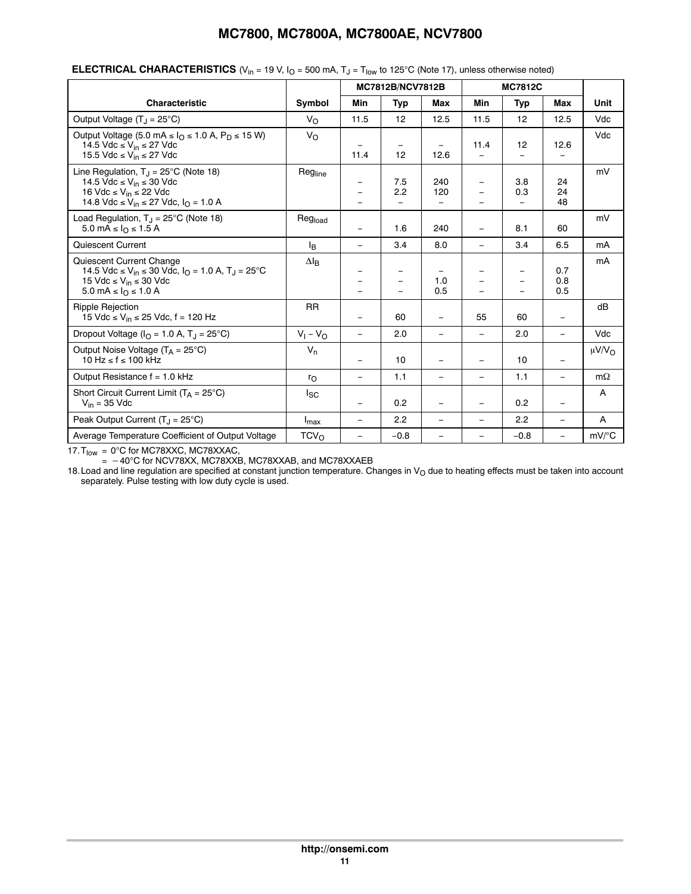**ELECTRICAL CHARACTERISTICS** ($V_{in}$ = 19 V, $I_O$ = 500 mA, $T_J$ = $T_{low}$ to 125°C (Note 17), unless otherwise noted)

| Characteristic | Symbol | MC7812B/NCV7812B | | | MC7812C | | | Unit |
|---|---|---|---|---|---|---|---|---|
| | | Min | Typ | Max | Min | Typ | Max | |
| Output Voltage ($T_J$ = 25°C) | $V_O$ | 11.5 | 12 | 12.5 | 11.5 | 12 | 12.5 | Vdc |
| Output Voltage (5.0 mA ≤ $I_O$ ≤ 1.0 A, $P_D$ ≤ 15 W)<br>14.5 Vdc ≤ $V_{in}$ ≤ 27 Vdc<br>15.5 Vdc ≤ $V_{in}$ ≤ 27 Vdc | $V_O$ | <br>–<br>11.4 | <br>–<br>12 | <br>–<br>12.6 | <br>11.4<br>– | <br>12<br>– | <br>12.6<br>– | Vdc |
| Line Regulation, $T_J$ = 25°C (Note 18)<br>14.5 Vdc ≤ $V_{in}$ ≤ 30 Vdc<br>16 Vdc ≤ $V_{in}$ ≤ 22 Vdc<br>14.8 Vdc ≤ $V_{in}$ ≤ 27 Vdc, $I_O$ = 1.0 A | $Reg_{line}$ | <br>–<br>–<br>– | <br>7.5<br>2.2<br>– | <br>240<br>120<br>– | <br>–<br>–<br>– | <br>3.8<br>0.3<br>– | <br>24<br>24<br>48 | mV |
| Load Regulation, $T_J$ = 25°C (Note 18)<br>5.0 mA ≤ $I_O$ ≤ 1.5 A | $Reg_{load}$ | – | 1.6 | 240 | – | 8.1 | 60 | mV |
| Quiescent Current | $I_B$ | – | 3.4 | 8.0 | – | 3.4 | 6.5 | mA |
| Quiescent Current Change<br>14.5 Vdc ≤ $V_{in}$ ≤ 30 Vdc, $I_O$ = 1.0 A, $T_J$ = 25°C<br>15 Vdc ≤ $V_{in}$ ≤ 30 Vdc<br>5.0 mA ≤ $I_O$ ≤ 1.0 A | $\Delta I_B$ | <br>–<br>–<br>– | <br>–<br>–<br>– | <br>–<br>1.0<br>0.5 | <br>–<br>–<br>– | <br>–<br>–<br>– | <br>0.7<br>0.8<br>0.5 | mA |
| Ripple Rejection<br>15 Vdc ≤ $V_{in}$ ≤ 25 Vdc, f = 120 Hz | RR | – | 60 | – | 55 | 60 | – | dB |
| Dropout Voltage ($I_O$ = 1.0 A, $T_J$ = 25°C) | $V_I - V_O$ | – | 2.0 | – | – | 2.0 | – | Vdc |
| Output Noise Voltage ($T_A$ = 25°C)<br>10 Hz ≤ f ≤ 100 kHz | $V_n$ | – | 10 | – | – | 10 | – | μV/$V_O$ |
| Output Resistance f = 1.0 kHz | $r_O$ | – | 1.1 | – | – | 1.1 | – | mΩ |
| Short Circuit Current Limit ($T_A$ = 25°C)<br>$V_{in}$ = 35 Vdc | $I_{SC}$ | – | 0.2 | – | – | 0.2 | – | A |
| Peak Output Current ($T_J$ = 25°C) | $I_{max}$ | – | 2.2 | – | – | 2.2 | – | A |
| Average Temperature Coefficient of Output Voltage | $TCV_O$ | – | −0.8 | – | – | −0.8 | – | mV/°C |

17. $T_{low}$ = 0°C for MC78XXC, MC78XXAC,
= −40°C for NCV78XX, MC78XXB, MC78XXAB, and MC78XXAEB

18. Load and line regulation are specified at constant junction temperature. Changes in $V_O$ due to heating effects must be taken into account separately. Pulse testing with low duty cycle is used.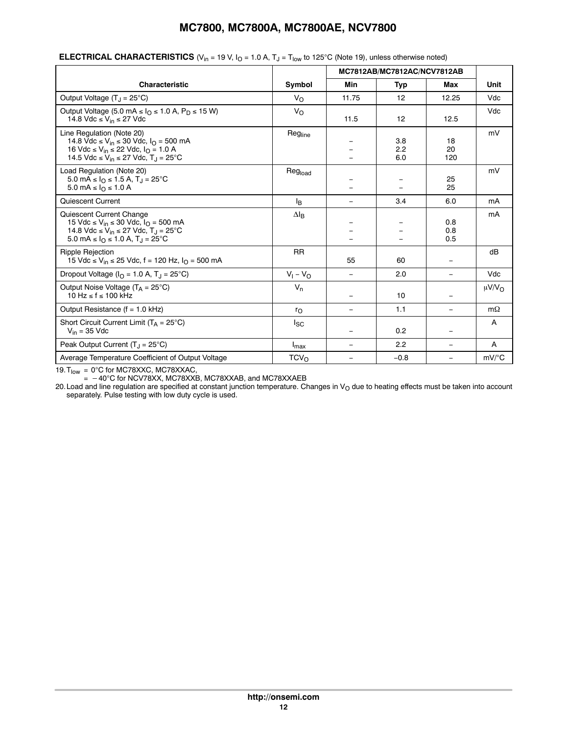**ELECTRICAL CHARACTERISTICS** ($V_{in}$ = 19 V, $I_O$ = 1.0 A, $T_J$ = $T_{low}$ to 125°C (Note 19), unless otherwise noted)

| Characteristic | Symbol | MC7812AB/MC7812AC/NCV7812AB | | | Unit |
|---|---|---|---|---|---|
| | | Min | Typ | Max | |
| Output Voltage ($T_J$ = 25°C) | $V_O$ | 11.75 | 12 | 12.25 | Vdc |
| Output Voltage (5.0 mA ≤ $I_O$ ≤ 1.0 A, $P_D$ ≤ 15 W)<br>14.8 Vdc ≤ $V_{in}$ ≤ 27 Vdc | $V_O$ | 11.5 | 12 | 12.5 | Vdc |
| Line Regulation (Note 20)<br>14.8 Vdc ≤ $V_{in}$ ≤ 30 Vdc, $I_O$ = 500 mA<br>16 Vdc ≤ $V_{in}$ ≤ 22 Vdc, $I_O$ = 1.0 A<br>14.5 Vdc ≤ $V_{in}$ ≤ 27 Vdc, $T_J$ = 25°C | $Reg_{line}$ | –<br>–<br>– | 3.8<br>2.2<br>6.0 | 18<br>20<br>120 | mV |
| Load Regulation (Note 20)<br>5.0 mA ≤ $I_O$ ≤ 1.5 A, $T_J$ = 25°C<br>5.0 mA ≤ $I_O$ ≤ 1.0 A | $Reg_{load}$ | –<br>– | –<br>– | 25<br>25 | mV |
| Quiescent Current | $I_B$ | – | 3.4 | 6.0 | mA |
| Quiescent Current Change<br>15 Vdc ≤ $V_{in}$ ≤ 30 Vdc, $I_O$ = 500 mA<br>14.8 Vdc ≤ $V_{in}$ ≤ 27 Vdc, $T_J$ = 25°C<br>5.0 mA ≤ $I_O$ ≤ 1.0 A, $T_J$ = 25°C | $\Delta I_B$ | –<br>–<br>– | –<br>–<br>– | 0.8<br>0.8<br>0.5 | mA |
| Ripple Rejection<br>15 Vdc ≤ $V_{in}$ ≤ 25 Vdc, f = 120 Hz, $I_O$ = 500 mA | RR | 55 | 60 | – | dB |
| Dropout Voltage ($I_O$ = 1.0 A, $T_J$ = 25°C) | $V_I - V_O$ | – | 2.0 | – | Vdc |
| Output Noise Voltage ($T_A$ = 25°C)<br>10 Hz ≤ f ≤ 100 kHz | $V_n$ | – | 10 | – | $\mu V/V_O$ |
| Output Resistance (f = 1.0 kHz) | $r_O$ | – | 1.1 | – | mΩ |
| Short Circuit Current Limit ($T_A$ = 25°C)<br>$V_{in}$ = 35 Vdc | $I_{SC}$ | – | 0.2 | – | A |
| Peak Output Current ($T_J$ = 25°C) | $I_{max}$ | – | 2.2 | – | A |
| Average Temperature Coefficient of Output Voltage | $TCV_O$ | – | –0.8 | – | mV/°C |

19. $T_{low}$ = 0°C for MC78XXC, MC78XXAC,
= −40°C for NCV78XX, MC78XXB, MC78XXAB, and MC78XXAEB

20. Load and line regulation are specified at constant junction temperature. Changes in $V_O$ due to heating effects must be taken into account separately. Pulse testing with low duty cycle is used.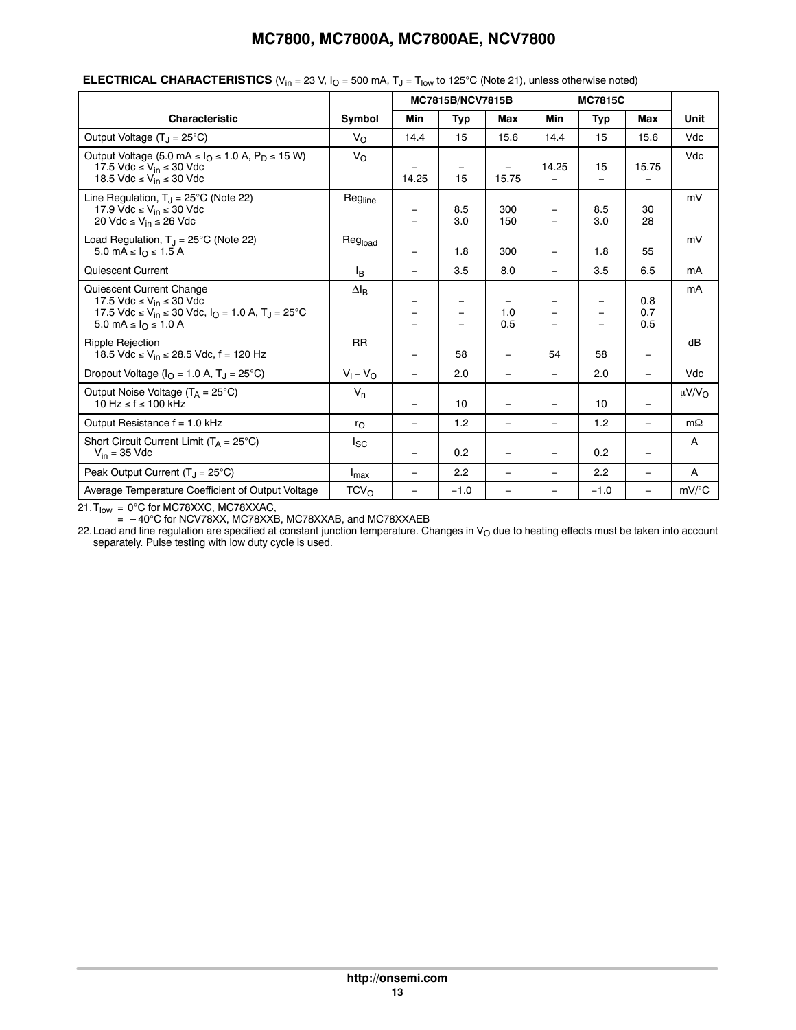**ELECTRICAL CHARACTERISTICS** ($V_{in}$ = 23 V, $I_O$ = 500 mA, $T_J$ = $T_{low}$ to 125°C (Note 21), unless otherwise noted)

| Characteristic | Symbol | MC7815B/NCV7815B | | | MC7815C | | | Unit |
|---|---|---|---|---|---|---|---|---|
| | | Min | Typ | Max | Min | Typ | Max | |
| Output Voltage ($T_J$ = 25°C) | $V_O$ | 14.4 | 15 | 15.6 | 14.4 | 15 | 15.6 | Vdc |
| Output Voltage (5.0 mA ≤ $I_O$ ≤ 1.0 A, $P_D$ ≤ 15 W)<br>17.5 Vdc ≤ $V_{in}$ ≤ 30 Vdc<br>18.5 Vdc ≤ $V_{in}$ ≤ 30 Vdc | $V_O$ | –<br>14.25 | –<br>15 | –<br>15.75 | 14.25<br>– | 15<br>– | 15.75<br>– | Vdc |
| Line Regulation, $T_J$ = 25°C (Note 22)<br>17.9 Vdc ≤ $V_{in}$ ≤ 30 Vdc<br>20 Vdc ≤ $V_{in}$ ≤ 26 Vdc | $Reg_{line}$ | –<br>– | 8.5<br>3.0 | 300<br>150 | –<br>– | 8.5<br>3.0 | 30<br>28 | mV |
| Load Regulation, $T_J$ = 25°C (Note 22)<br>5.0 mA ≤ $I_O$ ≤ 1.5 A | $Reg_{load}$ | – | 1.8 | 300 | – | 1.8 | 55 | mV |
| Quiescent Current | $I_B$ | – | 3.5 | 8.0 | – | 3.5 | 6.5 | mA |
| Quiescent Current Change<br>17.5 Vdc ≤ $V_{in}$ ≤ 30 Vdc<br>17.5 Vdc ≤ $V_{in}$ ≤ 30 Vdc, $I_O$ = 1.0 A, $T_J$ = 25°C<br>5.0 mA ≤ $I_O$ ≤ 1.0 A | $\Delta I_B$ | –<br>–<br>– | –<br>–<br>– | –<br>1.0<br>0.5 | –<br>–<br>– | –<br>–<br>– | 0.8<br>0.7<br>0.5 | mA |
| Ripple Rejection<br>18.5 Vdc ≤ $V_{in}$ ≤ 28.5 Vdc, f = 120 Hz | RR | – | 58 | – | 54 | 58 | – | dB |
| Dropout Voltage ($I_O$ = 1.0 A, $T_J$ = 25°C) | $V_I - V_O$ | – | 2.0 | – | – | 2.0 | – | Vdc |
| Output Noise Voltage ($T_A$ = 25°C)<br>10 Hz ≤ f ≤ 100 kHz | $V_n$ | – | 10 | – | – | 10 | – | μV/$V_O$ |
| Output Resistance f = 1.0 kHz | $r_O$ | – | 1.2 | – | – | 1.2 | – | mΩ |
| Short Circuit Current Limit ($T_A$ = 25°C)<br>$V_{in}$ = 35 Vdc | $I_{SC}$ | – | 0.2 | – | – | 0.2 | – | A |
| Peak Output Current ($T_J$ = 25°C) | $I_{max}$ | – | 2.2 | – | – | 2.2 | – | A |
| Average Temperature Coefficient of Output Voltage | $TCV_O$ | – | −1.0 | – | – | −1.0 | – | mV/°C |

21. $T_{low}$ = 0°C for MC78XXC, MC78XXAC,
 = −40°C for NCV78XX, MC78XXB, MC78XXAB, and MC78XXAEB
22. Load and line regulation are specified at constant junction temperature. Changes in $V_O$ due to heating effects must be taken into account separately. Pulse testing with low duty cycle is used.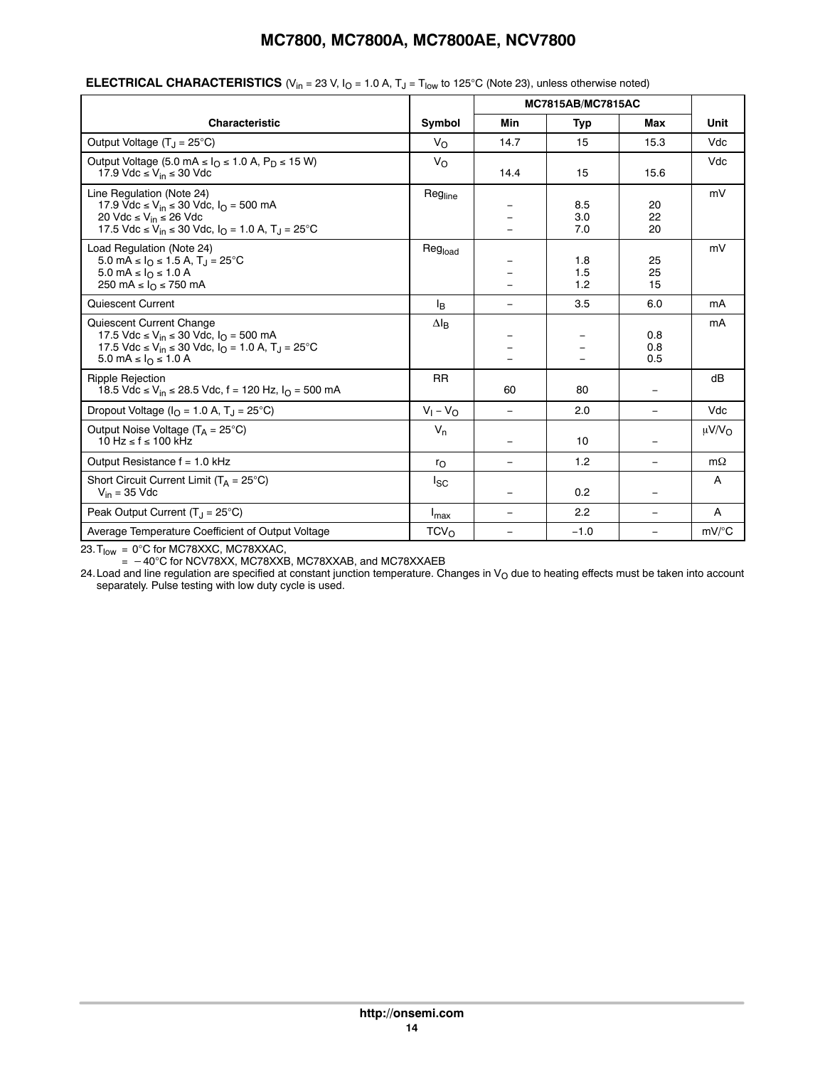**ELECTRICAL CHARACTERISTICS** ($V_{in}$ = 23 V, $I_O$ = 1.0 A, $T_J$ = $T_{low}$ to 125°C (Note 23), unless otherwise noted)

| Characteristic | Symbol | MC7815AB/MC7815AC | | | Unit |
|---|---|---|---|---|---|
| | | Min | Typ | Max | |
| Output Voltage ($T_J$ = 25°C) | $V_O$ | 14.7 | 15 | 15.3 | Vdc |
| Output Voltage (5.0 mA ≤ $I_O$ ≤ 1.0 A, $P_D$ ≤ 15 W)<br>17.9 Vdc ≤ $V_{in}$ ≤ 30 Vdc | $V_O$ | 14.4 | 15 | 15.6 | Vdc |
| Line Regulation (Note 24)<br>17.9 Vdc ≤ $V_{in}$ ≤ 30 Vdc, $I_O$ = 500 mA<br>20 Vdc ≤ $V_{in}$ ≤ 26 Vdc<br>17.5 Vdc ≤ $V_{in}$ ≤ 30 Vdc, $I_O$ = 1.0 A, $T_J$ = 25°C | $Reg_{line}$ | –<br>–<br>– | 8.5<br>3.0<br>7.0 | 20<br>22<br>20 | mV |
| Load Regulation (Note 24)<br>5.0 mA ≤ $I_O$ ≤ 1.5 A, $T_J$ = 25°C<br>5.0 mA ≤ $I_O$ ≤ 1.0 A<br>250 mA ≤ $I_O$ ≤ 750 mA | $Reg_{load}$ | –<br>–<br>– | 1.8<br>1.5<br>1.2 | 25<br>25<br>15 | mV |
| Quiescent Current | $I_B$ | – | 3.5 | 6.0 | mA |
| Quiescent Current Change<br>17.5 Vdc ≤ $V_{in}$ ≤ 30 Vdc, $I_O$ = 500 mA<br>17.5 Vdc ≤ $V_{in}$ ≤ 30 Vdc, $I_O$ = 1.0 A, $T_J$ = 25°C<br>5.0 mA ≤ $I_O$ ≤ 1.0 A | $\Delta I_B$ | –<br>–<br>– | –<br>–<br>– | 0.8<br>0.8<br>0.5 | mA |
| Ripple Rejection<br>18.5 Vdc ≤ $V_{in}$ ≤ 28.5 Vdc, f = 120 Hz, $I_O$ = 500 mA | RR | 60 | 80 | – | dB |
| Dropout Voltage ($I_O$ = 1.0 A, $T_J$ = 25°C) | $V_I - V_O$ | – | 2.0 | – | Vdc |
| Output Noise Voltage ($T_A$ = 25°C)<br>10 Hz ≤ f ≤ 100 kHz | $V_n$ | – | 10 | – | μV/$V_O$ |
| Output Resistance f = 1.0 kHz | $r_O$ | – | 1.2 | – | mΩ |
| Short Circuit Current Limit ($T_A$ = 25°C)<br>$V_{in}$ = 35 Vdc | $I_{SC}$ | – | 0.2 | – | A |
| Peak Output Current ($T_J$ = 25°C) | $I_{max}$ | – | 2.2 | – | A |
| Average Temperature Coefficient of Output Voltage | $TCV_O$ | – | −1.0 | – | mV/°C |

23. $T_{low}$ = 0°C for MC78XXC, MC78XXAC,
= −40°C for NCV78XX, MC78XXB, MC78XXAB, and MC78XXAEB

24. Load and line regulation are specified at constant junction temperature. Changes in $V_O$ due to heating effects must be taken into account separately. Pulse testing with low duty cycle is used.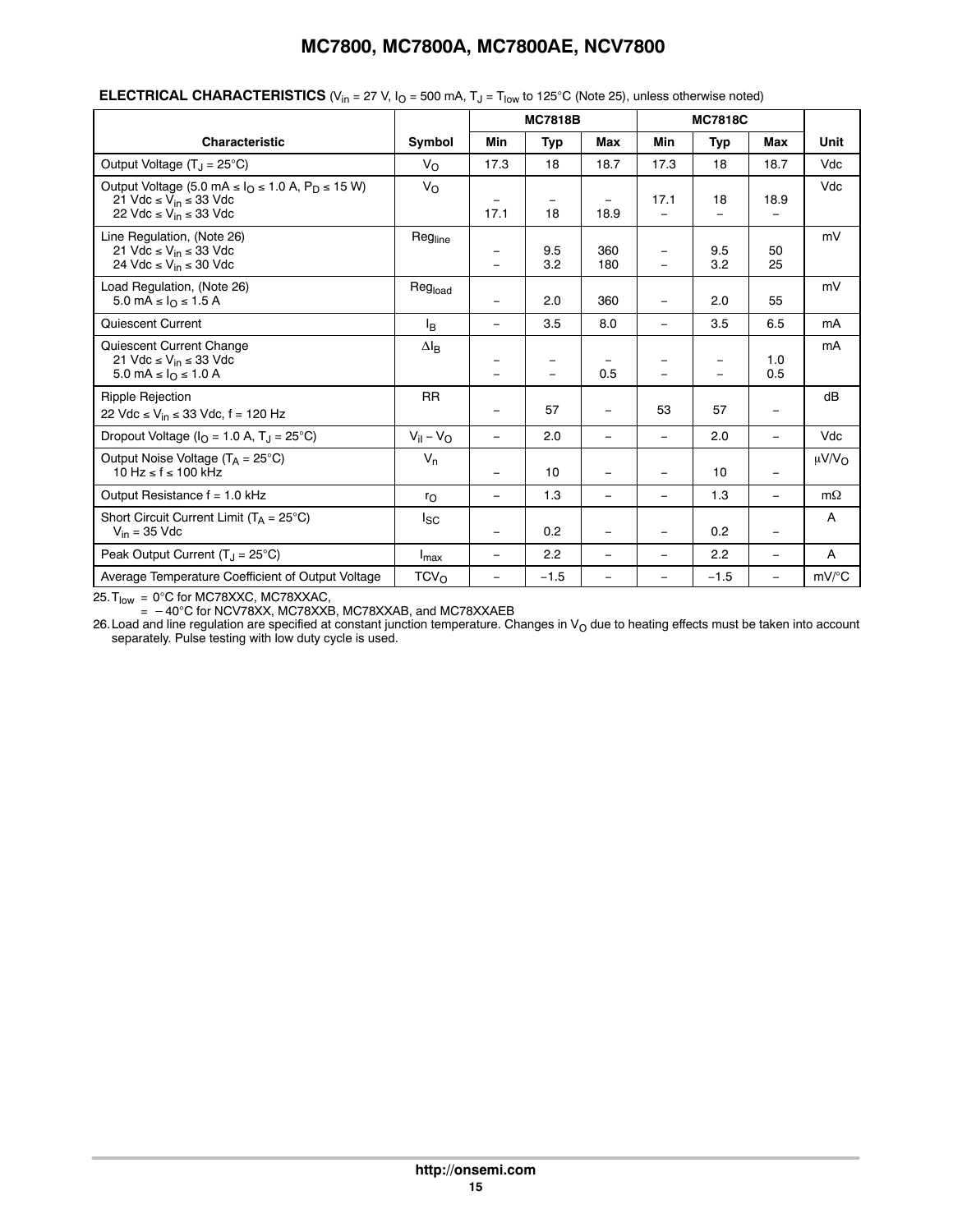**ELECTRICAL CHARACTERISTICS** ($V_{in}$ = 27 V, $I_O$ = 500 mA, $T_J$ = $T_{low}$ to 125°C (Note 25), unless otherwise noted)

| Characteristic | Symbol | MC7818B | | | MC7818C | | | Unit |
|---|---|---|---|---|---|---|---|---|
| | | Min | Typ | Max | Min | Typ | Max | |
| Output Voltage ($T_J$ = 25°C) | $V_O$ | 17.3 | 18 | 18.7 | 17.3 | 18 | 18.7 | Vdc |
| Output Voltage (5.0 mA ≤ $I_O$ ≤ 1.0 A, $P_D$ ≤ 15 W)<br>21 Vdc ≤ $V_{in}$ ≤ 33 Vdc<br>22 Vdc ≤ $V_{in}$ ≤ 33 Vdc | $V_O$ | <br>–<br>17.1 | <br>–<br>18 | <br>–<br>18.9 | <br>17.1<br>– | <br>18<br>– | <br>18.9<br>– | Vdc |
| Line Regulation, (Note 26)<br>21 Vdc ≤ $V_{in}$ ≤ 33 Vdc<br>24 Vdc ≤ $V_{in}$ ≤ 30 Vdc | $Reg_{line}$ | <br>–<br>– | <br>9.5<br>3.2 | <br>360<br>180 | <br>–<br>– | <br>9.5<br>3.2 | <br>50<br>25 | mV |
| Load Regulation, (Note 26)<br>5.0 mA ≤ $I_O$ ≤ 1.5 A | $Reg_{load}$ | – | 2.0 | 360 | – | 2.0 | 55 | mV |
| Quiescent Current | $I_B$ | – | 3.5 | 8.0 | – | 3.5 | 6.5 | mA |
| Quiescent Current Change<br>21 Vdc ≤ $V_{in}$ ≤ 33 Vdc<br>5.0 mA ≤ $I_O$ ≤ 1.0 A | $\Delta I_B$ | <br>–<br>– | <br>–<br>– | <br>–<br>0.5 | <br>–<br>– | <br>–<br>– | <br>1.0<br>0.5 | mA |
| Ripple Rejection<br>22 Vdc ≤ $V_{in}$ ≤ 33 Vdc, f = 120 Hz | RR | – | 57 | – | 53 | 57 | – | dB |
| Dropout Voltage ($I_O$ = 1.0 A, $T_J$ = 25°C) | $V_{I} - V_O$ | – | 2.0 | – | – | 2.0 | – | Vdc |
| Output Noise Voltage ($T_A$ = 25°C)<br>10 Hz ≤ f ≤ 100 kHz | $V_n$ | – | 10 | – | – | 10 | – | μV/$V_O$ |
| Output Resistance f = 1.0 kHz | $r_O$ | – | 1.3 | – | – | 1.3 | – | mΩ |
| Short Circuit Current Limit ($T_A$ = 25°C)<br>$V_{in}$ = 35 Vdc | $I_{SC}$ | – | 0.2 | – | – | 0.2 | – | A |
| Peak Output Current ($T_J$ = 25°C) | $I_{max}$ | – | 2.2 | – | – | 2.2 | – | A |
| Average Temperature Coefficient of Output Voltage | $TCV_O$ | – | −1.5 | – | – | −1.5 | – | mV/°C |

25. $T_{low}$ = 0°C for MC78XXC, MC78XXAC,
 = −40°C for NCV78XX, MC78XXB, MC78XXAB, and MC78XXAEB

26. Load and line regulation are specified at constant junction temperature. Changes in $V_O$ due to heating effects must be taken into account separately. Pulse testing with low duty cycle is used.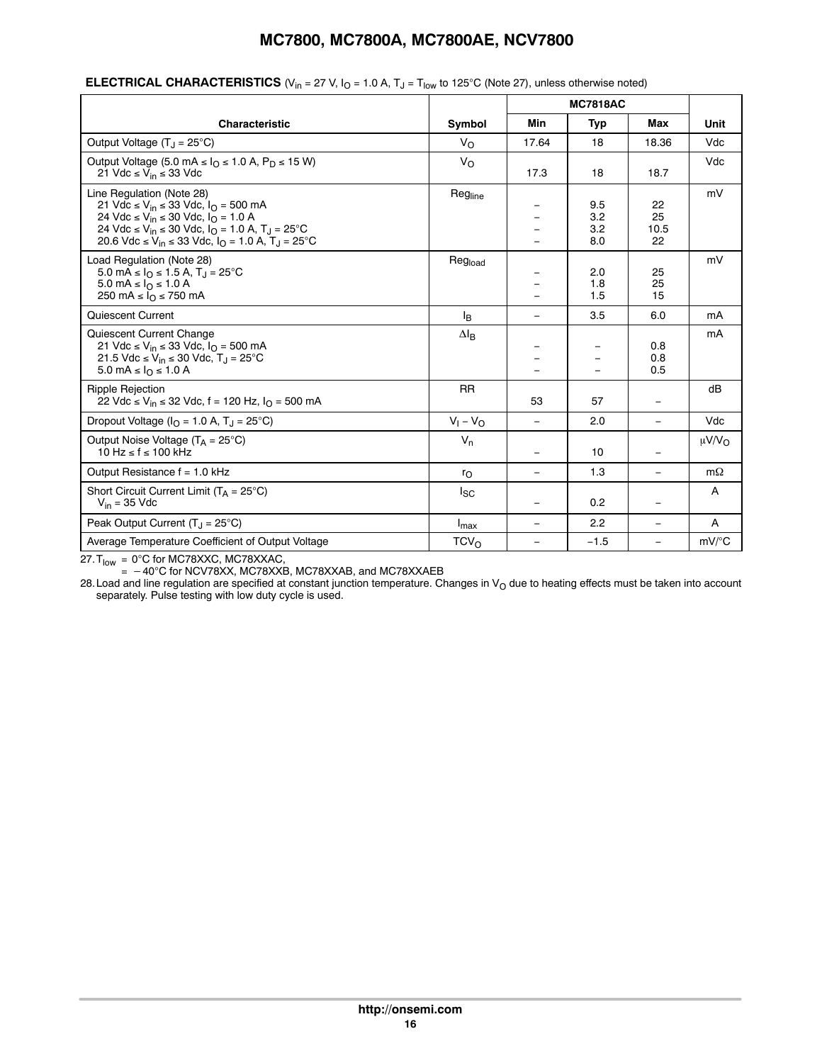**ELECTRICAL CHARACTERISTICS** ($V_{in}$ = 27 V, $I_O$ = 1.0 A, $T_J$ = $T_{low}$ to 125°C (Note 27), unless otherwise noted)

| Characteristic | Symbol | MC7818AC | | | Unit |
|---|---|---|---|---|---|
| | | Min | Typ | Max | |
| Output Voltage ($T_J$ = 25°C) | $V_O$ | 17.64 | 18 | 18.36 | Vdc |
| Output Voltage (5.0 mA ≤ $I_O$ ≤ 1.0 A, $P_D$ ≤ 15 W)<br>21 Vdc ≤ $V_{in}$ ≤ 33 Vdc | $V_O$ | 17.3 | 18 | 18.7 | Vdc |
| Line Regulation (Note 28)<br>21 Vdc ≤ $V_{in}$ ≤ 33 Vdc, $I_O$ = 500 mA<br>24 Vdc ≤ $V_{in}$ ≤ 30 Vdc, $I_O$ = 1.0 A<br>24 Vdc ≤ $V_{in}$ ≤ 30 Vdc, $I_O$ = 1.0 A, $T_J$ = 25°C<br>20.6 Vdc ≤ $V_{in}$ ≤ 33 Vdc, $I_O$ = 1.0 A, $T_J$ = 25°C | $Reg_{line}$ | –<br>–<br>–<br>– | 9.5<br>3.2<br>3.2<br>8.0 | 22<br>25<br>10.5<br>22 | mV |
| Load Regulation (Note 28)<br>5.0 mA ≤ $I_O$ ≤ 1.5 A, $T_J$ = 25°C<br>5.0 mA ≤ $I_O$ ≤ 1.0 A<br>250 mA ≤ $I_O$ ≤ 750 mA | $Reg_{load}$ | –<br>–<br>– | 2.0<br>1.8<br>1.5 | 25<br>25<br>15 | mV |
| Quiescent Current | $I_B$ | – | 3.5 | 6.0 | mA |
| Quiescent Current Change<br>21 Vdc ≤ $V_{in}$ ≤ 33 Vdc, $I_O$ = 500 mA<br>21.5 Vdc ≤ $V_{in}$ ≤ 30 Vdc, $T_J$ = 25°C<br>5.0 mA ≤ $I_O$ ≤ 1.0 A | $\Delta I_B$ | –<br>–<br>– | –<br>–<br>– | 0.8<br>0.8<br>0.5 | mA |
| Ripple Rejection<br>22 Vdc ≤ $V_{in}$ ≤ 32 Vdc, f = 120 Hz, $I_O$ = 500 mA | RR | 53 | 57 | – | dB |
| Dropout Voltage ($I_O$ = 1.0 A, $T_J$ = 25°C) | $V_I - V_O$ | – | 2.0 | – | Vdc |
| Output Noise Voltage ($T_A$ = 25°C)<br>10 Hz ≤ f ≤ 100 kHz | $V_n$ | – | 10 | – | µV/$V_O$ |
| Output Resistance f = 1.0 kHz | $r_O$ | – | 1.3 | – | mΩ |
| Short Circuit Current Limit ($T_A$ = 25°C)<br>$V_{in}$ = 35 Vdc | $I_{SC}$ | – | 0.2 | – | A |
| Peak Output Current ($T_J$ = 25°C) | $I_{max}$ | – | 2.2 | – | A |
| Average Temperature Coefficient of Output Voltage | $TCV_O$ | – | −1.5 | – | mV/°C |

27. $T_{low}$ = 0°C for MC78XXC, MC78XXAC,
 = −40°C for NCV78XX, MC78XXB, MC78XXAB, and MC78XXAEB

28. Load and line regulation are specified at constant junction temperature. Changes in $V_O$ due to heating effects must be taken into account separately. Pulse testing with low duty cycle is used.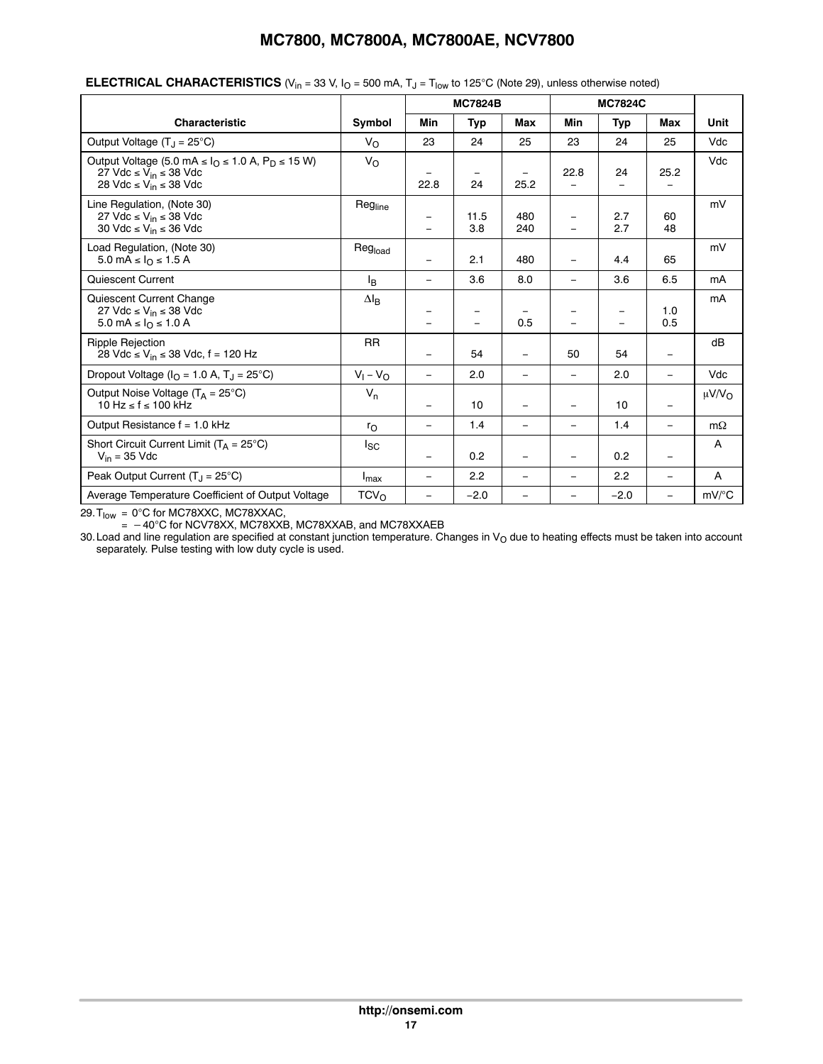**ELECTRICAL CHARACTERISTICS** ($V_{in}$ = 33 V, $I_O$ = 500 mA, $T_J$ = $T_{low}$ to 125°C (Note 29), unless otherwise noted)

| Characteristic | Symbol | MC7824B | | | MC7824C | | | Unit |
|---|---|---|---|---|---|---|---|---|
| | | Min | Typ | Max | Min | Typ | Max | |
| Output Voltage ($T_J$ = 25°C) | $V_O$ | 23 | 24 | 25 | 23 | 24 | 25 | Vdc |
| Output Voltage (5.0 mA ≤ $I_O$ ≤ 1.0 A, $P_D$ ≤ 15 W)<br>27 Vdc ≤ $V_{in}$ ≤ 38 Vdc<br>28 Vdc ≤ $V_{in}$ ≤ 38 Vdc | $V_O$ | –<br>22.8 | –<br>24 | –<br>25.2 | 22.8<br>– | 24<br>– | 25.2<br>– | Vdc |
| Line Regulation, (Note 30)<br>27 Vdc ≤ $V_{in}$ ≤ 38 Vdc<br>30 Vdc ≤ $V_{in}$ ≤ 36 Vdc | $Reg_{line}$ | –<br>– | 11.5<br>3.8 | 480<br>240 | –<br>– | 2.7<br>2.7 | 60<br>48 | mV |
| Load Regulation, (Note 30)<br>5.0 mA ≤ $I_O$ ≤ 1.5 A | $Reg_{load}$ | – | 2.1 | 480 | – | 4.4 | 65 | mV |
| Quiescent Current | $I_B$ | – | 3.6 | 8.0 | – | 3.6 | 6.5 | mA |
| Quiescent Current Change<br>27 Vdc ≤ $V_{in}$ ≤ 38 Vdc<br>5.0 mA ≤ $I_O$ ≤ 1.0 A | $\Delta I_B$ | –<br>– | –<br>– | –<br>0.5 | –<br>– | –<br>– | 1.0<br>0.5 | mA |
| Ripple Rejection<br>28 Vdc ≤ $V_{in}$ ≤ 38 Vdc, f = 120 Hz | RR | – | 54 | – | 50 | 54 | – | dB |
| Dropout Voltage ($I_O$ = 1.0 A, $T_J$ = 25°C) | $V_I - V_O$ | – | 2.0 | – | – | 2.0 | – | Vdc |
| Output Noise Voltage ($T_A$ = 25°C)<br>10 Hz ≤ f ≤ 100 kHz | $V_n$ | – | 10 | – | – | 10 | – | μV/$V_O$ |
| Output Resistance f = 1.0 kHz | $r_O$ | – | 1.4 | – | – | 1.4 | – | mΩ |
| Short Circuit Current Limit ($T_A$ = 25°C)<br>$V_{in}$ = 35 Vdc | $I_{SC}$ | – | 0.2 | – | – | 0.2 | – | A |
| Peak Output Current ($T_J$ = 25°C) | $I_{max}$ | – | 2.2 | – | – | 2.2 | – | A |
| Average Temperature Coefficient of Output Voltage | $TCV_O$ | – | −2.0 | – | – | −2.0 | – | mV/°C |

29. $T_{low}$ = 0°C for MC78XXC, MC78XXAC,
= −40°C for NCV78XX, MC78XXB, MC78XXAB, and MC78XXAEB

30. Load and line regulation are specified at constant junction temperature. Changes in $V_O$ due to heating effects must be taken into account separately. Pulse testing with low duty cycle is used.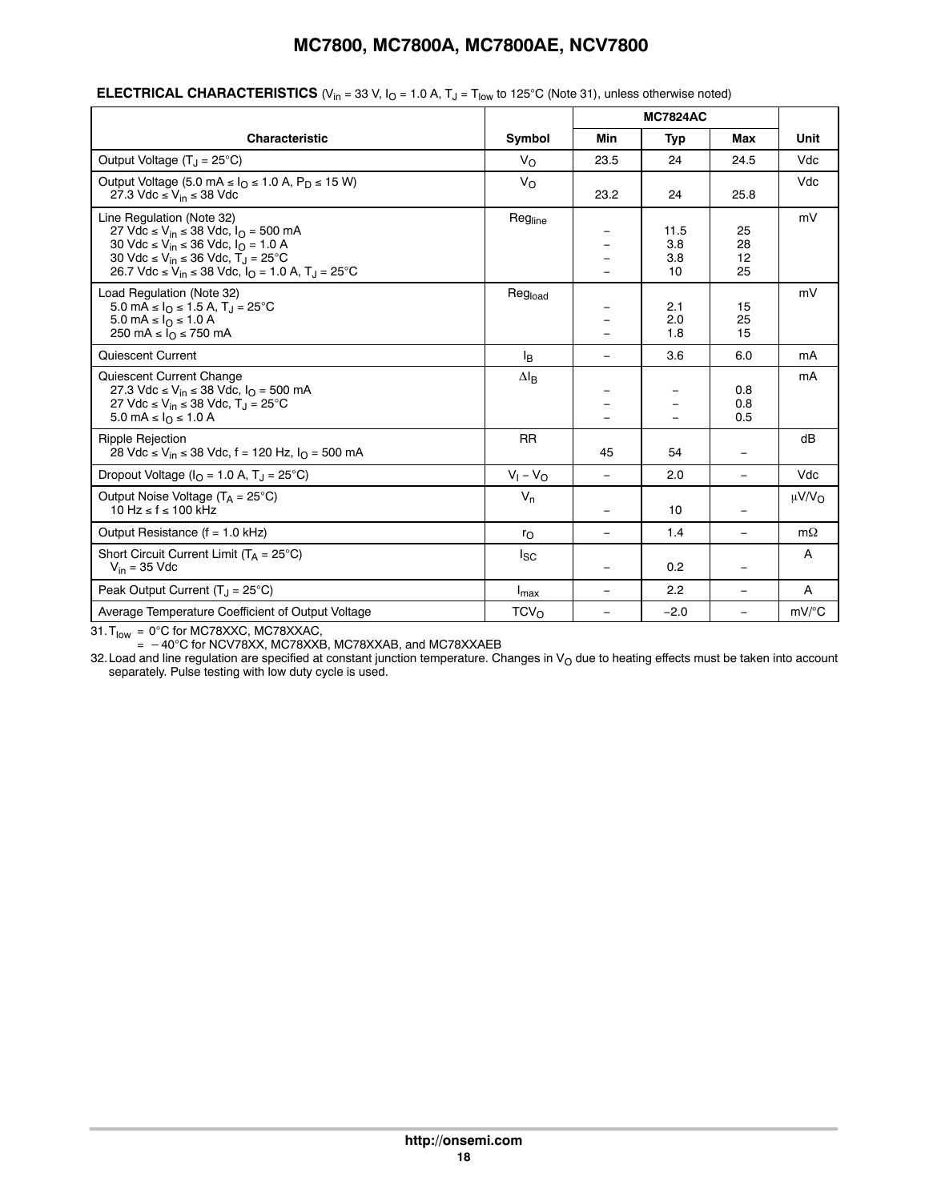**ELECTRICAL CHARACTERISTICS** ($V_{in}$ = 33 V, $I_O$ = 1.0 A, $T_J$ = $T_{low}$ to 125°C (Note 31), unless otherwise noted)

| Characteristic | Symbol | MC7824AC | | | Unit |
|---|---|---|---|---|---|
| | | Min | Typ | Max | |
| Output Voltage ($T_J$ = 25°C) | $V_O$ | 23.5 | 24 | 24.5 | Vdc |
| Output Voltage (5.0 mA ≤ $I_O$ ≤ 1.0 A, $P_D$ ≤ 15 W)<br>27.3 Vdc ≤ $V_{in}$ ≤ 38 Vdc | $V_O$ | 23.2 | 24 | 25.8 | Vdc |
| Line Regulation (Note 32)<br>27 Vdc ≤ $V_{in}$ ≤ 38 Vdc, $I_O$ = 500 mA<br>30 Vdc ≤ $V_{in}$ ≤ 36 Vdc, $I_O$ = 1.0 A<br>30 Vdc ≤ $V_{in}$ ≤ 36 Vdc, $T_J$ = 25°C<br>26.7 Vdc ≤ $V_{in}$ ≤ 38 Vdc, $I_O$ = 1.0 A, $T_J$ = 25°C | $Reg_{line}$ | –<br>–<br>–<br>– | 11.5<br>3.8<br>3.8<br>10 | 25<br>28<br>12<br>25 | mV |
| Load Regulation (Note 32)<br>5.0 mA ≤ $I_O$ ≤ 1.5 A, $T_J$ = 25°C<br>5.0 mA ≤ $I_O$ ≤ 1.0 A<br>250 mA ≤ $I_O$ ≤ 750 mA | $Reg_{load}$ | –<br>–<br>– | 2.1<br>2.0<br>1.8 | 15<br>25<br>15 | mV |
| Quiescent Current | $I_B$ | – | 3.6 | 6.0 | mA |
| Quiescent Current Change<br>27.3 Vdc ≤ $V_{in}$ ≤ 38 Vdc, $I_O$ = 500 mA<br>27 Vdc ≤ $V_{in}$ ≤ 38 Vdc, $T_J$ = 25°C<br>5.0 mA ≤ $I_O$ ≤ 1.0 A | $\Delta I_B$ | –<br>–<br>– | –<br>–<br>– | 0.8<br>0.8<br>0.5 | mA |
| Ripple Rejection<br>28 Vdc ≤ $V_{in}$ ≤ 38 Vdc, f = 120 Hz, $I_O$ = 500 mA | RR | 45 | 54 | – | dB |
| Dropout Voltage ($I_O$ = 1.0 A, $T_J$ = 25°C) | $V_I - V_O$ | – | 2.0 | – | Vdc |
| Output Noise Voltage ($T_A$ = 25°C)<br>10 Hz ≤ f ≤ 100 kHz | $V_n$ | – | 10 | – | μV/$V_O$ |
| Output Resistance (f = 1.0 kHz) | $r_O$ | – | 1.4 | – | mΩ |
| Short Circuit Current Limit ($T_A$ = 25°C)<br>$V_{in}$ = 35 Vdc | $I_{SC}$ | – | 0.2 | – | A |
| Peak Output Current ($T_J$ = 25°C) | $I_{max}$ | – | 2.2 | – | A |
| Average Temperature Coefficient of Output Voltage | $TCV_O$ | – | −2.0 | – | mV/°C |

31. $T_{low}$ = 0°C for MC78XXC, MC78XXAC,
 = −40°C for NCV78XX, MC78XXB, MC78XXAB, and MC78XXAEB

32. Load and line regulation are specified at constant junction temperature. Changes in $V_O$ due to heating effects must be taken into account separately. Pulse testing with low duty cycle is used.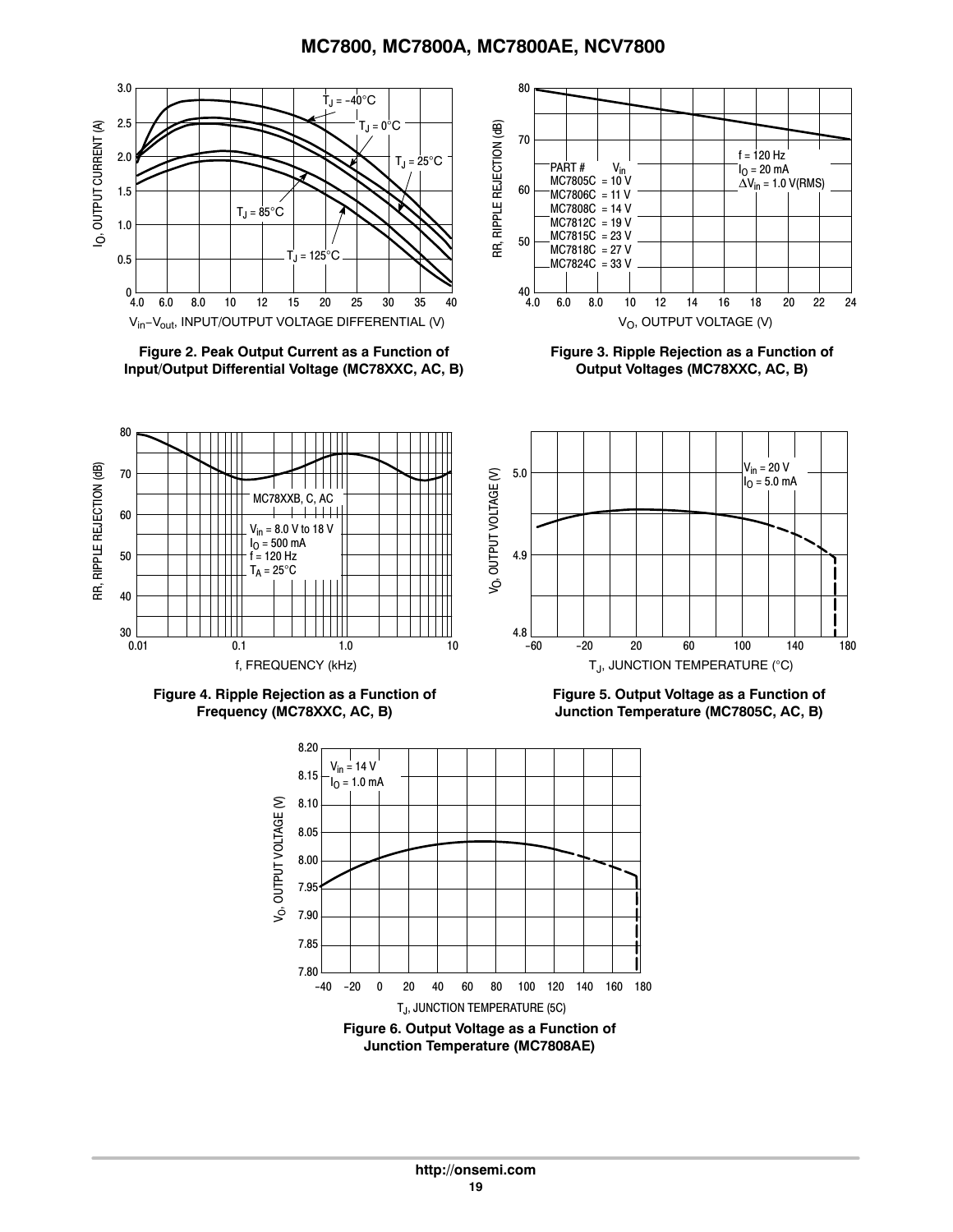Figure 2. Peak Output Current as a Function of Input/Output Differential Voltage (MC78XXC, AC, B)

Figure 3. Ripple Rejection as a Function of Output Voltages (MC78XXC, AC, B)

Figure 4. Ripple Rejection as a Function of Frequency (MC78XXC, AC, B)

Figure 5. Output Voltage as a Function of Junction Temperature (MC7805C, AC, B)

Figure 6. Output Voltage as a Function of Junction Temperature (MC7808AE)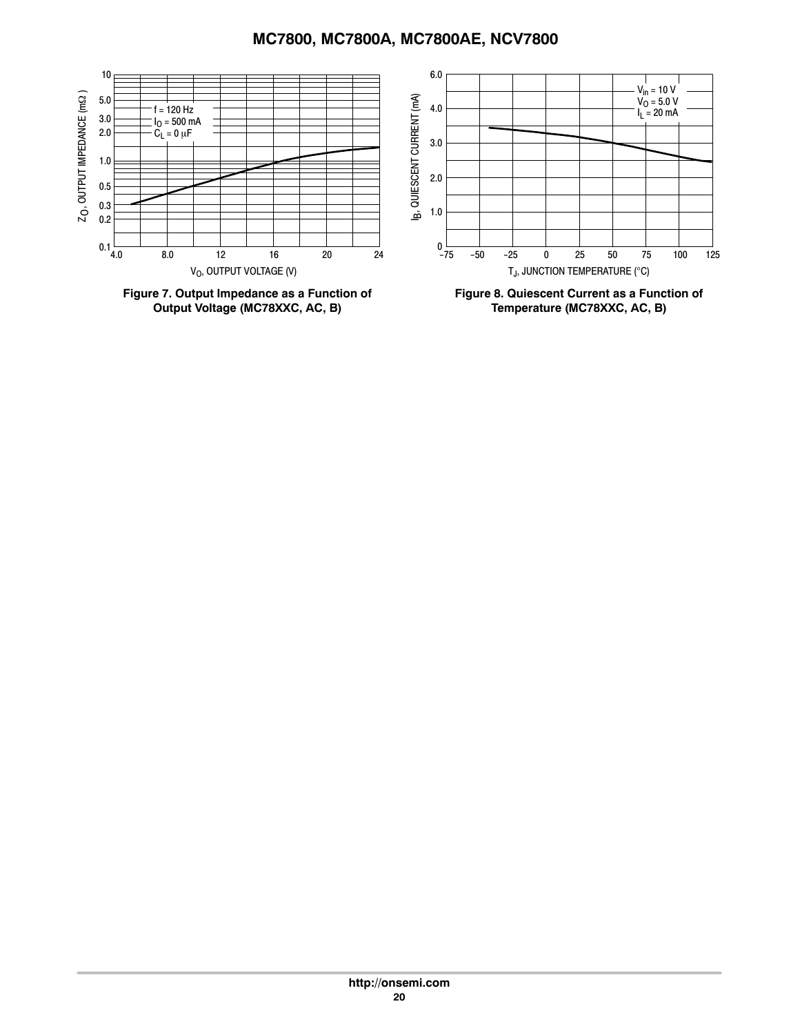**Figure 7. Output Impedance as a Function of Output Voltage (MC78XXC, AC, B)**

**Figure 8. Quiescent Current as a Function of Temperature (MC78XXC, AC, B)**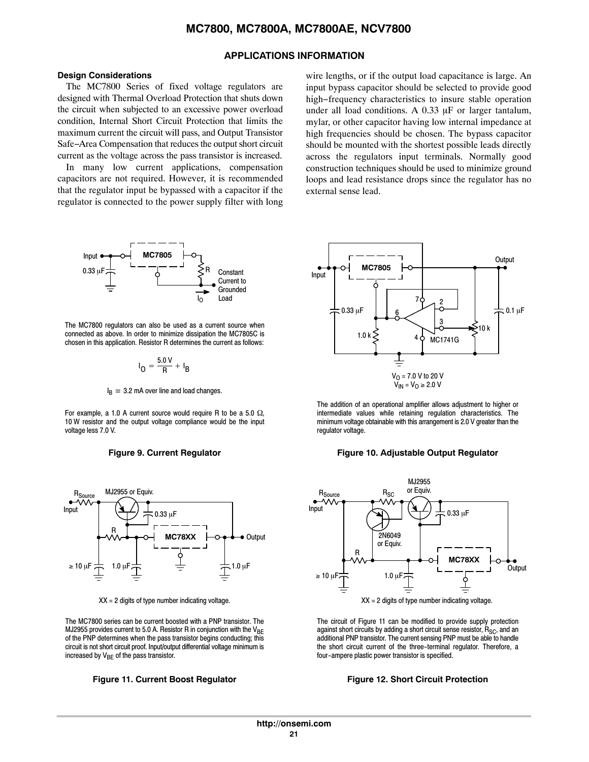## APPLICATIONS INFORMATION

### Design Considerations

The MC7800 Series of fixed voltage regulators are designed with Thermal Overload Protection that shuts down the circuit when subjected to an excessive power overload condition, Internal Short Circuit Protection that limits the maximum current the circuit will pass, and Output Transistor Safe−Area Compensation that reduces the output short circuit current as the voltage across the pass transistor is increased.

In many low current applications, compensation capacitors are not required. However, it is recommended that the regulator input be bypassed with a capacitor if the regulator is connected to the power supply filter with long wire lengths, or if the output load capacitance is large. An input bypass capacitor should be selected to provide good high−frequency characteristics to insure stable operation under all load conditions. A 0.33 μF or larger tantalum, mylar, or other capacitor having low internal impedance at high frequencies should be chosen. The bypass capacitor should be mounted with the shortest possible leads directly across the regulators input terminals. Normally good construction techniques should be used to minimize ground loops and lead resistance drops since the regulator has no external sense lead.

The MC7800 regulators can also be used as a current source when connected as above. In order to minimize dissipation the MC7805C is chosen in this application. Resistor R determines the current as follows:

$$I_O = \frac{5.0\ V}{R} + I_B$$

$I_B \cong$ 3.2 mA over line and load changes.

For example, a 1.0 A current source would require R to be a 5.0 Ω, 10 W resistor and the output voltage compliance would be the input voltage less 7.0 V.

**Figure 9. Current Regulator**

$V_O$ = 7.0 V to 20 V
$V_{IN} - V_O \geq$ 2.0 V

The addition of an operational amplifier allows adjustment to higher or intermediate values while retaining regulation characteristics. The minimum voltage obtainable with this arrangement is 2.0 V greater than the regulator voltage.

**Figure 10. Adjustable Output Regulator**

XX = 2 digits of type number indicating voltage.

The MC7800 series can be current boosted with a PNP transistor. The MJ2955 provides current to 5.0 A. Resistor R in conjunction with the $V_{BE}$ of the PNP determines when the pass transistor begins conducting; this circuit is not short circuit proof. Input/output differential voltage minimum is increased by $V_{BE}$ of the pass transistor.

**Figure 11. Current Boost Regulator**

XX = 2 digits of type number indicating voltage.

The circuit of Figure 11 can be modified to provide supply protection against short circuits by adding a short circuit sense resistor, $R_{SC}$, and an additional PNP transistor. The current sensing PNP must be able to handle the short circuit current of the three−terminal regulator. Therefore, a four−ampere plastic power transistor is specified.

**Figure 12. Short Circuit Protection**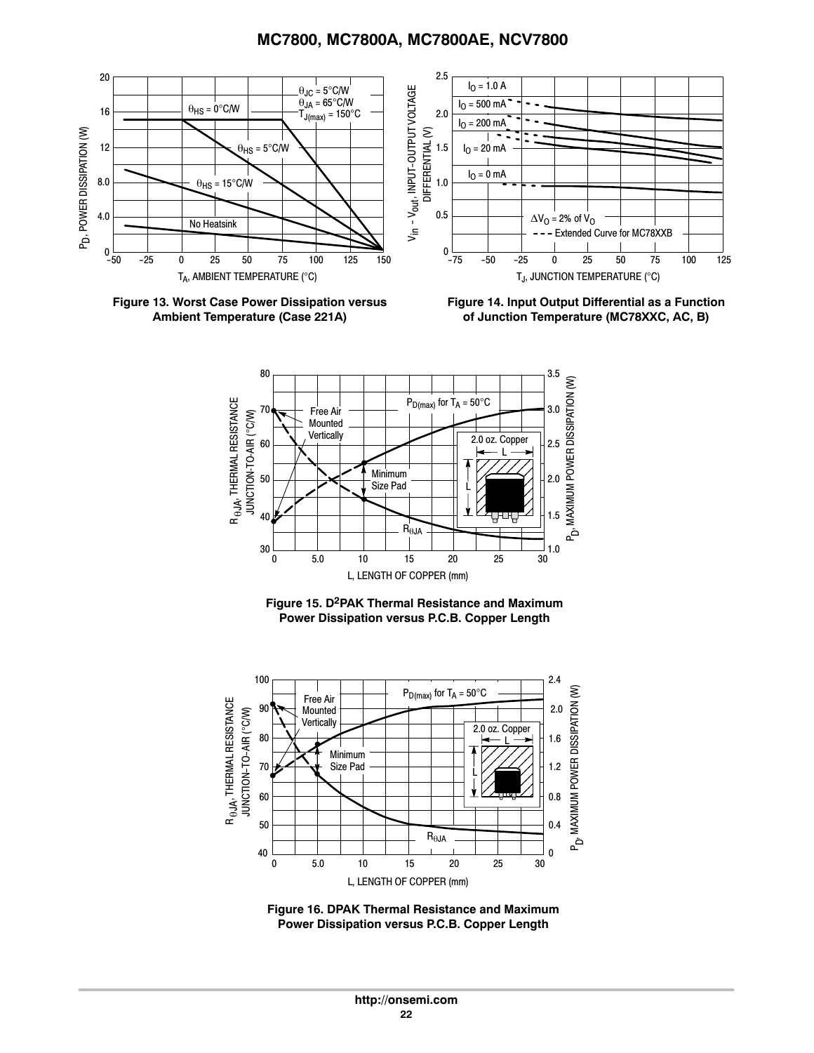**Figure 13. Worst Case Power Dissipation versus Ambient Temperature (Case 221A)**

**Figure 14. Input Output Differential as a Function of Junction Temperature (MC78XXC, AC, B)**

**Figure 15. $D^2$PAK Thermal Resistance and Maximum Power Dissipation versus P.C.B. Copper Length**

**Figure 16. DPAK Thermal Resistance and Maximum Power Dissipation versus P.C.B. Copper Length**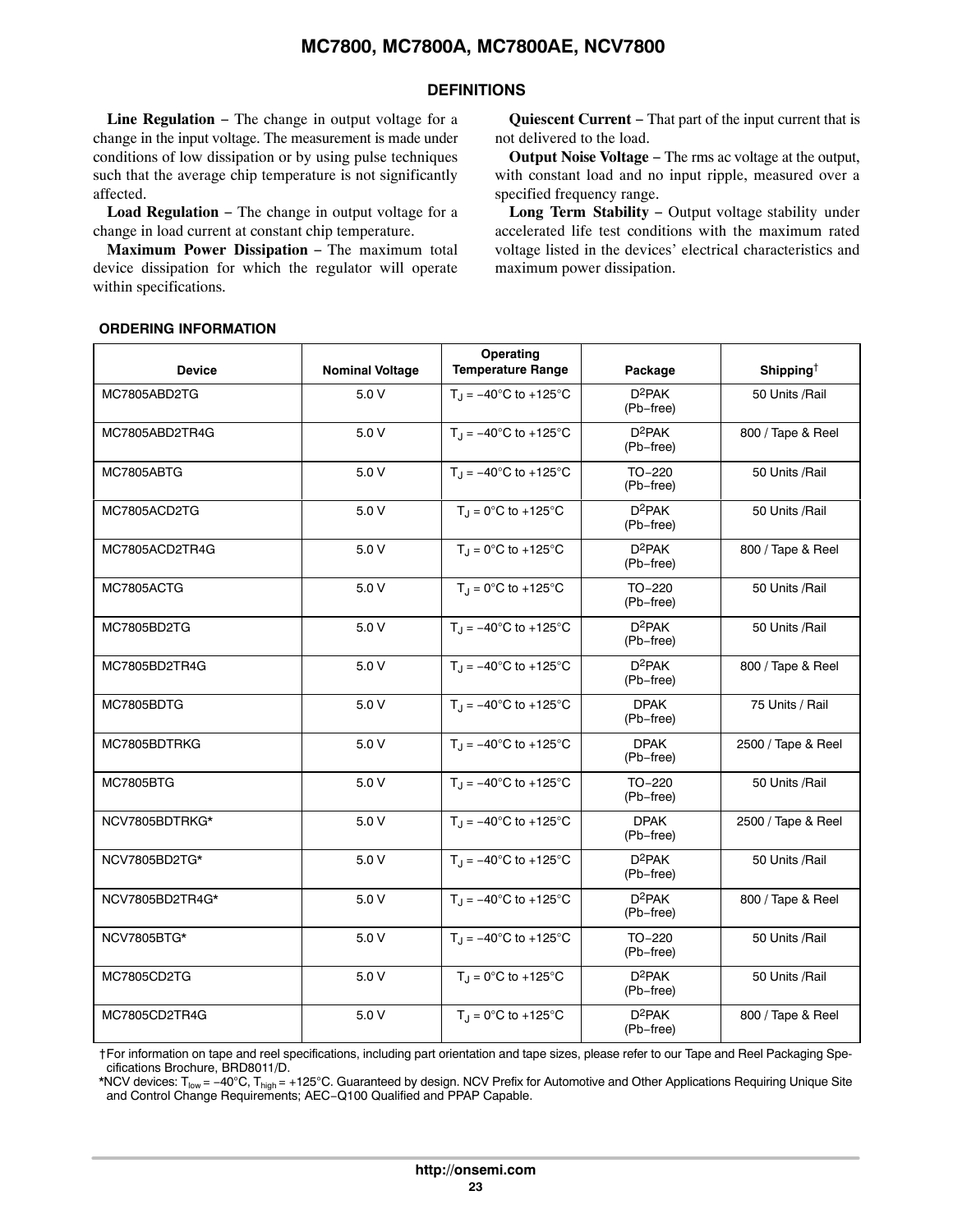## DEFINITIONS

**Line Regulation –** The change in output voltage for a change in the input voltage. The measurement is made under conditions of low dissipation or by using pulse techniques such that the average chip temperature is not significantly affected.

**Load Regulation –** The change in output voltage for a change in load current at constant chip temperature.

**Maximum Power Dissipation –** The maximum total device dissipation for which the regulator will operate within specifications.

**Quiescent Current –** That part of the input current that is not delivered to the load.

**Output Noise Voltage –** The rms ac voltage at the output, with constant load and no input ripple, measured over a specified frequency range.

**Long Term Stability –** Output voltage stability under accelerated life test conditions with the maximum rated voltage listed in the devices' electrical characteristics and maximum power dissipation.

### ORDERING INFORMATION

| Device | Nominal Voltage | Operating Temperature Range | Package | Shipping† |
|---|---|---|---|---|
| MC7805ABD2TG | 5.0 V | $T_J$ = −40°C to +125°C | $D^2$PAK (Pb−free) | 50 Units /Rail |
| MC7805ABD2TR4G | 5.0 V | $T_J$ = −40°C to +125°C | $D^2$PAK (Pb−free) | 800 / Tape & Reel |
| MC7805ABTG | 5.0 V | $T_J$ = −40°C to +125°C | TO−220 (Pb−free) | 50 Units /Rail |
| MC7805ACD2TG | 5.0 V | $T_J$ = 0°C to +125°C | $D^2$PAK (Pb−free) | 50 Units /Rail |
| MC7805ACD2TR4G | 5.0 V | $T_J$ = 0°C to +125°C | $D^2$PAK (Pb−free) | 800 / Tape & Reel |
| MC7805ACTG | 5.0 V | $T_J$ = 0°C to +125°C | TO−220 (Pb−free) | 50 Units /Rail |
| MC7805BD2TG | 5.0 V | $T_J$ = −40°C to +125°C | $D^2$PAK (Pb−free) | 50 Units /Rail |
| MC7805BD2TR4G | 5.0 V | $T_J$ = −40°C to +125°C | $D^2$PAK (Pb−free) | 800 / Tape & Reel |
| MC7805BDTG | 5.0 V | $T_J$ = −40°C to +125°C | DPAK (Pb−free) | 75 Units / Rail |
| MC7805BDTRKG | 5.0 V | $T_J$ = −40°C to +125°C | DPAK (Pb−free) | 2500 / Tape & Reel |
| MC7805BTG | 5.0 V | $T_J$ = −40°C to +125°C | TO−220 (Pb−free) | 50 Units /Rail |
| NCV7805BDTRKG* | 5.0 V | $T_J$ = −40°C to +125°C | DPAK (Pb−free) | 2500 / Tape & Reel |
| NCV7805BD2TG* | 5.0 V | $T_J$ = −40°C to +125°C | $D^2$PAK (Pb−free) | 50 Units /Rail |
| NCV7805BD2TR4G* | 5.0 V | $T_J$ = −40°C to +125°C | $D^2$PAK (Pb−free) | 800 / Tape & Reel |
| NCV7805BTG* | 5.0 V | $T_J$ = −40°C to +125°C | TO−220 (Pb−free) | 50 Units /Rail |
| MC7805CD2TG | 5.0 V | $T_J$ = 0°C to +125°C | $D^2$PAK (Pb−free) | 50 Units /Rail |
| MC7805CD2TR4G | 5.0 V | $T_J$ = 0°C to +125°C | $D^2$PAK (Pb−free) | 800 / Tape & Reel |

†For information on tape and reel specifications, including part orientation and tape sizes, please refer to our Tape and Reel Packaging Specifications Brochure, BRD8011/D.

*NCV devices: $T_{low}$ = −40°C, $T_{high}$ = +125°C. Guaranteed by design. NCV Prefix for Automotive and Other Applications Requiring Unique Site and Control Change Requirements; AEC−Q100 Qualified and PPAP Capable.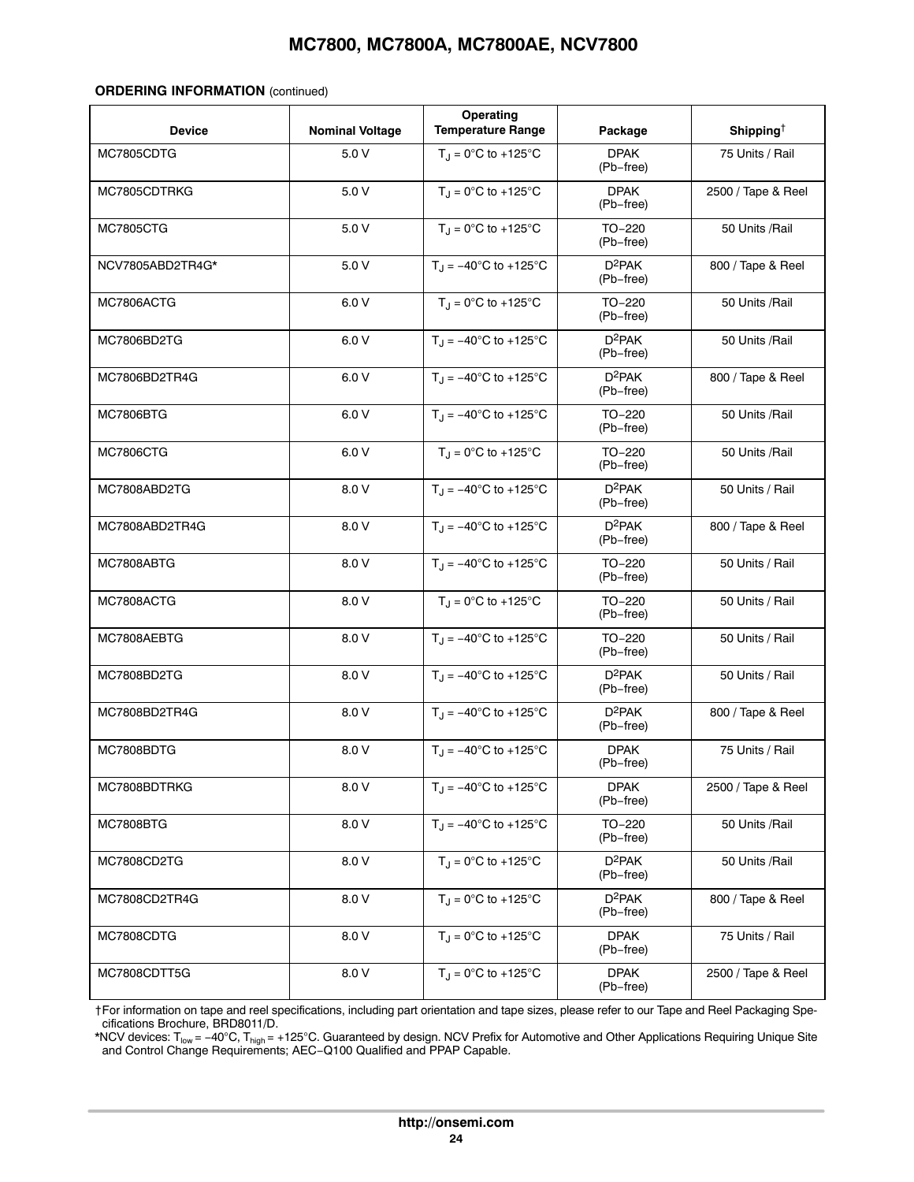**ORDERING INFORMATION** (continued)

| Device | Nominal Voltage | Operating Temperature Range | Package | Shipping† |
|---|---|---|---|---|
| MC7805CDTG | 5.0 V | $T_J$ = 0°C to +125°C | DPAK (Pb−free) | 75 Units / Rail |
| MC7805CDTRKG | 5.0 V | $T_J$ = 0°C to +125°C | DPAK (Pb−free) | 2500 / Tape & Reel |
| MC7805CTG | 5.0 V | $T_J$ = 0°C to +125°C | TO−220 (Pb−free) | 50 Units /Rail |
| NCV7805ABD2TR4G* | 5.0 V | $T_J$ = −40°C to +125°C | $D^2PAK$ (Pb−free) | 800 / Tape & Reel |
| MC7806ACTG | 6.0 V | $T_J$ = 0°C to +125°C | TO−220 (Pb−free) | 50 Units /Rail |
| MC7806BD2TG | 6.0 V | $T_J$ = −40°C to +125°C | $D^2PAK$ (Pb−free) | 50 Units /Rail |
| MC7806BD2TR4G | 6.0 V | $T_J$ = −40°C to +125°C | $D^2PAK$ (Pb−free) | 800 / Tape & Reel |
| MC7806BTG | 6.0 V | $T_J$ = −40°C to +125°C | TO−220 (Pb−free) | 50 Units /Rail |
| MC7806CTG | 6.0 V | $T_J$ = 0°C to +125°C | TO−220 (Pb−free) | 50 Units /Rail |
| MC7808ABD2TG | 8.0 V | $T_J$ = −40°C to +125°C | $D^2PAK$ (Pb−free) | 50 Units / Rail |
| MC7808ABD2TR4G | 8.0 V | $T_J$ = −40°C to +125°C | $D^2PAK$ (Pb−free) | 800 / Tape & Reel |
| MC7808ABTG | 8.0 V | $T_J$ = −40°C to +125°C | TO−220 (Pb−free) | 50 Units / Rail |
| MC7808ACTG | 8.0 V | $T_J$ = 0°C to +125°C | TO−220 (Pb−free) | 50 Units / Rail |
| MC7808AEBTG | 8.0 V | $T_J$ = −40°C to +125°C | TO−220 (Pb−free) | 50 Units / Rail |
| MC7808BD2TG | 8.0 V | $T_J$ = −40°C to +125°C | $D^2PAK$ (Pb−free) | 50 Units / Rail |
| MC7808BD2TR4G | 8.0 V | $T_J$ = −40°C to +125°C | $D^2PAK$ (Pb−free) | 800 / Tape & Reel |
| MC7808BDTG | 8.0 V | $T_J$ = −40°C to +125°C | DPAK (Pb−free) | 75 Units / Rail |
| MC7808BDTRKG | 8.0 V | $T_J$ = −40°C to +125°C | DPAK (Pb−free) | 2500 / Tape & Reel |
| MC7808BTG | 8.0 V | $T_J$ = −40°C to +125°C | TO−220 (Pb−free) | 50 Units /Rail |
| MC7808CD2TG | 8.0 V | $T_J$ = 0°C to +125°C | $D^2PAK$ (Pb−free) | 50 Units /Rail |
| MC7808CD2TR4G | 8.0 V | $T_J$ = 0°C to +125°C | $D^2PAK$ (Pb−free) | 800 / Tape & Reel |
| MC7808CDTG | 8.0 V | $T_J$ = 0°C to +125°C | DPAK (Pb−free) | 75 Units / Rail |
| MC7808CDTT5G | 8.0 V | $T_J$ = 0°C to +125°C | DPAK (Pb−free) | 2500 / Tape & Reel |

†For information on tape and reel specifications, including part orientation and tape sizes, please refer to our Tape and Reel Packaging Specifications Brochure, BRD8011/D.

*NCV devices: $T_{low}$ = −40°C, $T_{high}$ = +125°C. Guaranteed by design. NCV Prefix for Automotive and Other Applications Requiring Unique Site and Control Change Requirements; AEC−Q100 Qualified and PPAP Capable.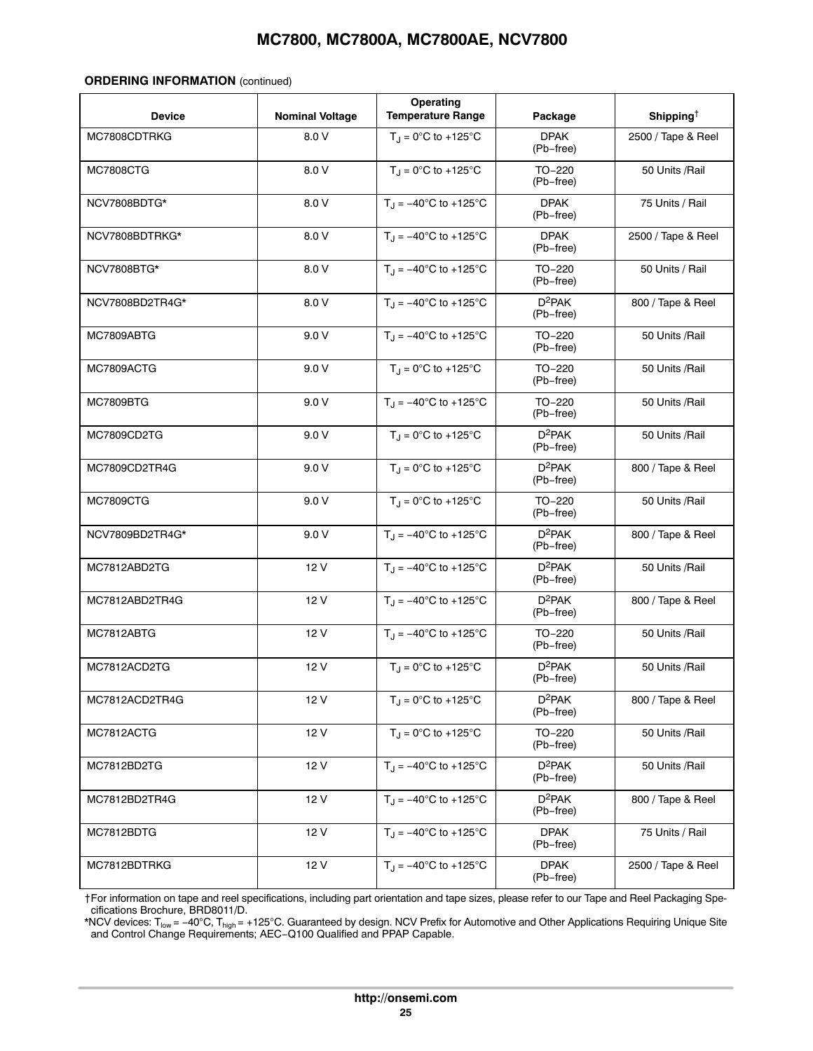**ORDERING INFORMATION** (continued)

| Device | Nominal Voltage | Operating Temperature Range | Package | Shipping† |
|---|---|---|---|---|
| MC7808CDTRKG | 8.0 V | $T_J$ = 0°C to +125°C | DPAK (Pb−free) | 2500 / Tape & Reel |
| MC7808CTG | 8.0 V | $T_J$ = 0°C to +125°C | TO−220 (Pb−free) | 50 Units /Rail |
| NCV7808BDTG* | 8.0 V | $T_J$ = −40°C to +125°C | DPAK (Pb−free) | 75 Units / Rail |
| NCV7808BDTRKG* | 8.0 V | $T_J$ = −40°C to +125°C | DPAK (Pb−free) | 2500 / Tape & Reel |
| NCV7808BTG* | 8.0 V | $T_J$ = −40°C to +125°C | TO−220 (Pb−free) | 50 Units / Rail |
| NCV7808BD2TR4G* | 8.0 V | $T_J$ = −40°C to +125°C | $D^2$PAK (Pb−free) | 800 / Tape & Reel |
| MC7809ABTG | 9.0 V | $T_J$ = −40°C to +125°C | TO−220 (Pb−free) | 50 Units /Rail |
| MC7809ACTG | 9.0 V | $T_J$ = 0°C to +125°C | TO−220 (Pb−free) | 50 Units /Rail |
| MC7809BTG | 9.0 V | $T_J$ = −40°C to +125°C | TO−220 (Pb−free) | 50 Units /Rail |
| MC7809CD2TG | 9.0 V | $T_J$ = 0°C to +125°C | $D^2$PAK (Pb−free) | 50 Units /Rail |
| MC7809CD2TR4G | 9.0 V | $T_J$ = 0°C to +125°C | $D^2$PAK (Pb−free) | 800 / Tape & Reel |
| MC7809CTG | 9.0 V | $T_J$ = 0°C to +125°C | TO−220 (Pb−free) | 50 Units /Rail |
| NCV7809BD2TR4G* | 9.0 V | $T_J$ = −40°C to +125°C | $D^2$PAK (Pb−free) | 800 / Tape & Reel |
| MC7812ABD2TG | 12 V | $T_J$ = −40°C to +125°C | $D^2$PAK (Pb−free) | 50 Units /Rail |
| MC7812ABD2TR4G | 12 V | $T_J$ = −40°C to +125°C | $D^2$PAK (Pb−free) | 800 / Tape & Reel |
| MC7812ABTG | 12 V | $T_J$ = −40°C to +125°C | TO−220 (Pb−free) | 50 Units /Rail |
| MC7812ACD2TG | 12 V | $T_J$ = 0°C to +125°C | $D^2$PAK (Pb−free) | 50 Units /Rail |
| MC7812ACD2TR4G | 12 V | $T_J$ = 0°C to +125°C | $D^2$PAK (Pb−free) | 800 / Tape & Reel |
| MC7812ACTG | 12 V | $T_J$ = 0°C to +125°C | TO−220 (Pb−free) | 50 Units /Rail |
| MC7812BD2TG | 12 V | $T_J$ = −40°C to +125°C | $D^2$PAK (Pb−free) | 50 Units /Rail |
| MC7812BD2TR4G | 12 V | $T_J$ = −40°C to +125°C | $D^2$PAK (Pb−free) | 800 / Tape & Reel |
| MC7812BDTG | 12 V | $T_J$ = −40°C to +125°C | DPAK (Pb−free) | 75 Units / Rail |
| MC7812BDTRKG | 12 V | $T_J$ = −40°C to +125°C | DPAK (Pb−free) | 2500 / Tape & Reel |

†For information on tape and reel specifications, including part orientation and tape sizes, please refer to our Tape and Reel Packaging Specifications Brochure, BRD8011/D.

*NCV devices: $T_{low}$ = −40°C, $T_{high}$ = +125°C. Guaranteed by design. NCV Prefix for Automotive and Other Applications Requiring Unique Site and Control Change Requirements; AEC−Q100 Qualified and PPAP Capable.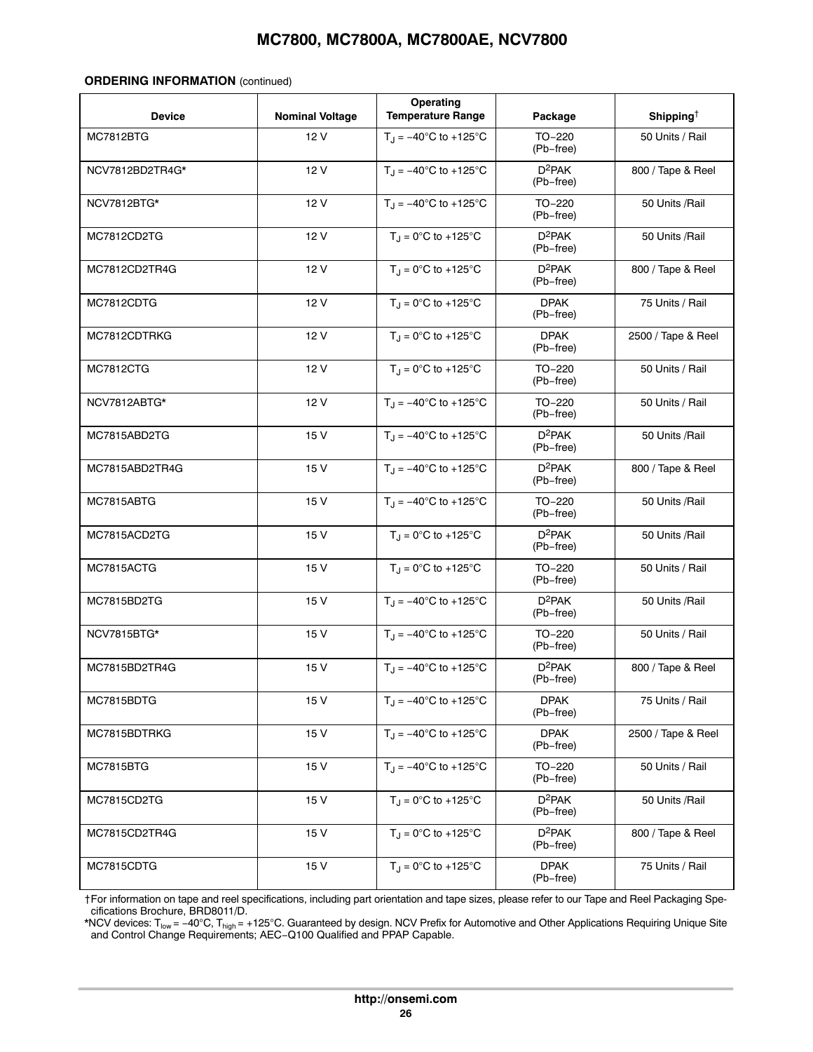**ORDERING INFORMATION** (continued)

| Device | Nominal Voltage | Operating Temperature Range | Package | Shipping† |
|---|---|---|---|---|
| MC7812BTG | 12 V | $T_J$ = −40°C to +125°C | TO−220 (Pb−free) | 50 Units / Rail |
| NCV7812BD2TR4G* | 12 V | $T_J$ = −40°C to +125°C | $D^2$PAK (Pb−free) | 800 / Tape & Reel |
| NCV7812BTG* | 12 V | $T_J$ = −40°C to +125°C | TO−220 (Pb−free) | 50 Units /Rail |
| MC7812CD2TG | 12 V | $T_J$ = 0°C to +125°C | $D^2$PAK (Pb−free) | 50 Units /Rail |
| MC7812CD2TR4G | 12 V | $T_J$ = 0°C to +125°C | $D^2$PAK (Pb−free) | 800 / Tape & Reel |
| MC7812CDTG | 12 V | $T_J$ = 0°C to +125°C | DPAK (Pb−free) | 75 Units / Rail |
| MC7812CDTRKG | 12 V | $T_J$ = 0°C to +125°C | DPAK (Pb−free) | 2500 / Tape & Reel |
| MC7812CTG | 12 V | $T_J$ = 0°C to +125°C | TO−220 (Pb−free) | 50 Units / Rail |
| NCV7812ABTG* | 12 V | $T_J$ = −40°C to +125°C | TO−220 (Pb−free) | 50 Units / Rail |
| MC7815ABD2TG | 15 V | $T_J$ = −40°C to +125°C | $D^2$PAK (Pb−free) | 50 Units /Rail |
| MC7815ABD2TR4G | 15 V | $T_J$ = −40°C to +125°C | $D^2$PAK (Pb−free) | 800 / Tape & Reel |
| MC7815ABTG | 15 V | $T_J$ = −40°C to +125°C | TO−220 (Pb−free) | 50 Units /Rail |
| MC7815ACD2TG | 15 V | $T_J$ = 0°C to +125°C | $D^2$PAK (Pb−free) | 50 Units /Rail |
| MC7815ACTG | 15 V | $T_J$ = 0°C to +125°C | TO−220 (Pb−free) | 50 Units / Rail |
| MC7815BD2TG | 15 V | $T_J$ = −40°C to +125°C | $D^2$PAK (Pb−free) | 50 Units /Rail |
| NCV7815BTG* | 15 V | $T_J$ = −40°C to +125°C | TO−220 (Pb−free) | 50 Units / Rail |
| MC7815BD2TR4G | 15 V | $T_J$ = −40°C to +125°C | $D^2$PAK (Pb−free) | 800 / Tape & Reel |
| MC7815BDTG | 15 V | $T_J$ = −40°C to +125°C | DPAK (Pb−free) | 75 Units / Rail |
| MC7815BDTRKG | 15 V | $T_J$ = −40°C to +125°C | DPAK (Pb−free) | 2500 / Tape & Reel |
| MC7815BTG | 15 V | $T_J$ = −40°C to +125°C | TO−220 (Pb−free) | 50 Units / Rail |
| MC7815CD2TG | 15 V | $T_J$ = 0°C to +125°C | $D^2$PAK (Pb−free) | 50 Units /Rail |
| MC7815CD2TR4G | 15 V | $T_J$ = 0°C to +125°C | $D^2$PAK (Pb−free) | 800 / Tape & Reel |
| MC7815CDTG | 15 V | $T_J$ = 0°C to +125°C | DPAK (Pb−free) | 75 Units / Rail |

†For information on tape and reel specifications, including part orientation and tape sizes, please refer to our Tape and Reel Packaging Specifications Brochure, BRD8011/D.

*NCV devices: $T_{low}$ = −40°C, $T_{high}$ = +125°C. Guaranteed by design. NCV Prefix for Automotive and Other Applications Requiring Unique Site and Control Change Requirements; AEC−Q100 Qualified and PPAP Capable.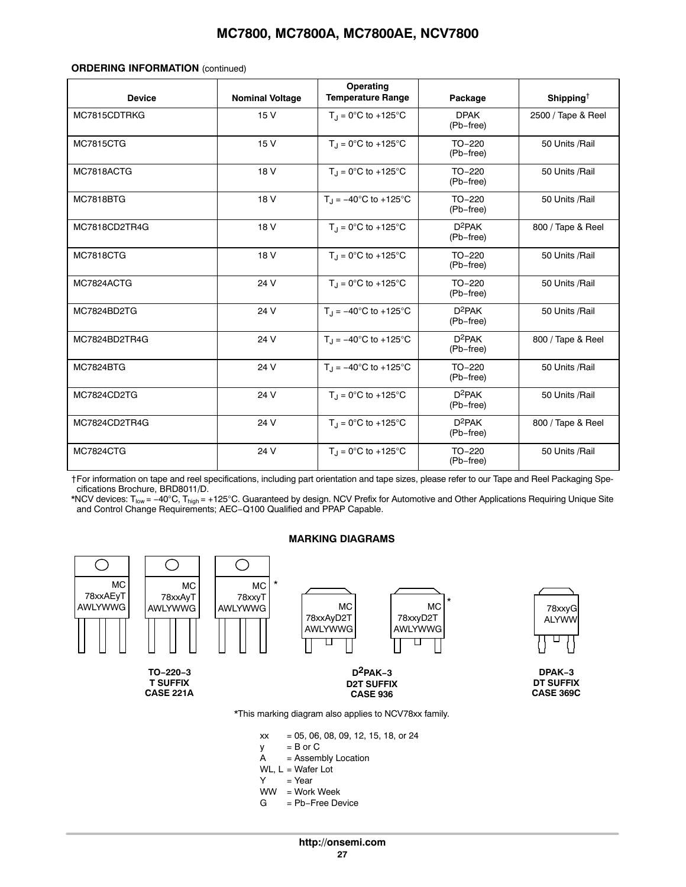**ORDERING INFORMATION** (continued)

| Device | Nominal Voltage | Operating Temperature Range | Package | Shipping† |
|---|---|---|---|---|
| MC7815CDTRKG | 15 V | $T_J$ = 0°C to +125°C | DPAK (Pb−free) | 2500 / Tape & Reel |
| MC7815CTG | 15 V | $T_J$ = 0°C to +125°C | TO−220 (Pb−free) | 50 Units /Rail |
| MC7818ACTG | 18 V | $T_J$ = 0°C to +125°C | TO−220 (Pb−free) | 50 Units /Rail |
| MC7818BTG | 18 V | $T_J$ = −40°C to +125°C | TO−220 (Pb−free) | 50 Units /Rail |
| MC7818CD2TR4G | 18 V | $T_J$ = 0°C to +125°C | $D^2PAK$ (Pb−free) | 800 / Tape & Reel |
| MC7818CTG | 18 V | $T_J$ = 0°C to +125°C | TO−220 (Pb−free) | 50 Units /Rail |
| MC7824ACTG | 24 V | $T_J$ = 0°C to +125°C | TO−220 (Pb−free) | 50 Units /Rail |
| MC7824BD2TG | 24 V | $T_J$ = −40°C to +125°C | $D^2PAK$ (Pb−free) | 50 Units /Rail |
| MC7824BD2TR4G | 24 V | $T_J$ = −40°C to +125°C | $D^2PAK$ (Pb−free) | 800 / Tape & Reel |
| MC7824BTG | 24 V | $T_J$ = −40°C to +125°C | TO−220 (Pb−free) | 50 Units /Rail |
| MC7824CD2TG | 24 V | $T_J$ = 0°C to +125°C | $D^2PAK$ (Pb−free) | 50 Units /Rail |
| MC7824CD2TR4G | 24 V | $T_J$ = 0°C to +125°C | $D^2PAK$ (Pb−free) | 800 / Tape & Reel |
| MC7824CTG | 24 V | $T_J$ = 0°C to +125°C | TO−220 (Pb−free) | 50 Units /Rail |

†For information on tape and reel specifications, including part orientation and tape sizes, please refer to our Tape and Reel Packaging Specifications Brochure, BRD8011/D.

*NCV devices: $T_{low}$ = −40°C, $T_{high}$ = +125°C. Guaranteed by design. NCV Prefix for Automotive and Other Applications Requiring Unique Site and Control Change Requirements; AEC−Q100 Qualified and PPAP Capable.

## MARKING DIAGRAMS

TO−220−3: MC 78xxAEyT AWLYWWG; MC 78xxAyT AWLYWWG; MC 78xxyT AWLYWWG *

TO−220−3
T SUFFIX
CASE 221A

$D^2PAK$−3: MC 78xxAyD2T AWLYWWG; MC 78xxyD2T AWLYWWG *

$D^2PAK$−3
D2T SUFFIX
CASE 936

DPAK−3: 78xxyG ALYWW

DPAK−3
DT SUFFIX
CASE 369C

*This marking diagram also applies to NCV78xx family.

xx = 05, 06, 08, 09, 12, 15, 18, or 24
y = B or C
A = Assembly Location
WL, L = Wafer Lot
Y = Year
WW = Work Week
G = Pb−Free Device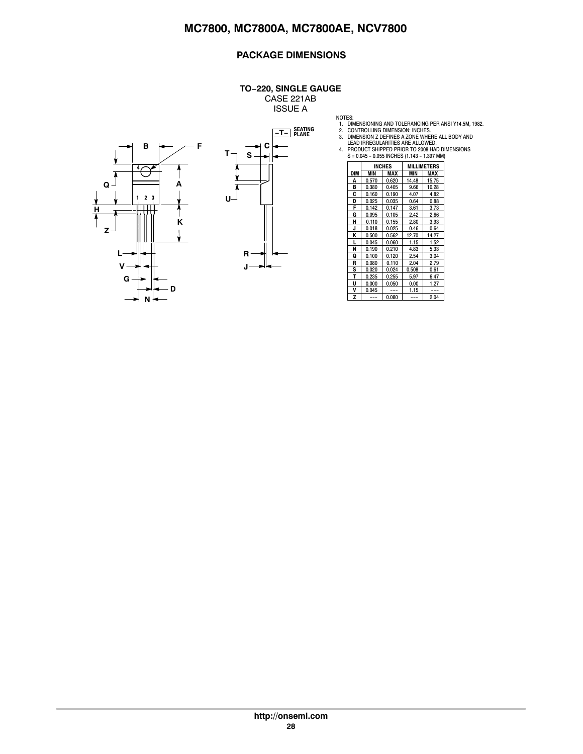## PACKAGE DIMENSIONS

**TO−220, SINGLE GAUGE**
CASE 221AB
ISSUE A

NOTES:
1. DIMENSIONING AND TOLERANCING PER ANSI Y14.5M, 1982.
2. CONTROLLING DIMENSION: INCHES.
3. DIMENSION Z DEFINES A ZONE WHERE ALL BODY AND LEAD IRREGULARITIES ARE ALLOWED.
4. PRODUCT SHIPPED PRIOR TO 2008 HAD DIMENSIONS S = 0.045 − 0.055 INCHES (1.143 − 1.397 MM)

| DIM | INCHES | | MILLIMETERS | |
|---|---|---|---|---|
| | MIN | MAX | MIN | MAX |
| A | 0.570 | 0.620 | 14.48 | 15.75 |
| B | 0.380 | 0.405 | 9.66 | 10.28 |
| C | 0.160 | 0.190 | 4.07 | 4.82 |
| D | 0.025 | 0.035 | 0.64 | 0.88 |
| F | 0.142 | 0.147 | 3.61 | 3.73 |
| G | 0.095 | 0.105 | 2.42 | 2.66 |
| H | 0.110 | 0.155 | 2.80 | 3.93 |
| J | 0.018 | 0.025 | 0.46 | 0.64 |
| K | 0.500 | 0.562 | 12.70 | 14.27 |
| L | 0.045 | 0.060 | 1.15 | 1.52 |
| N | 0.190 | 0.210 | 4.83 | 5.33 |
| Q | 0.100 | 0.120 | 2.54 | 3.04 |
| R | 0.080 | 0.110 | 2.04 | 2.79 |
| S | 0.020 | 0.024 | 0.508 | 0.61 |
| T | 0.235 | 0.255 | 5.97 | 6.47 |
| U | 0.000 | 0.050 | 0.00 | 1.27 |
| V | 0.045 | --- | 1.15 | --- |
| Z | --- | 0.080 | --- | 2.04 |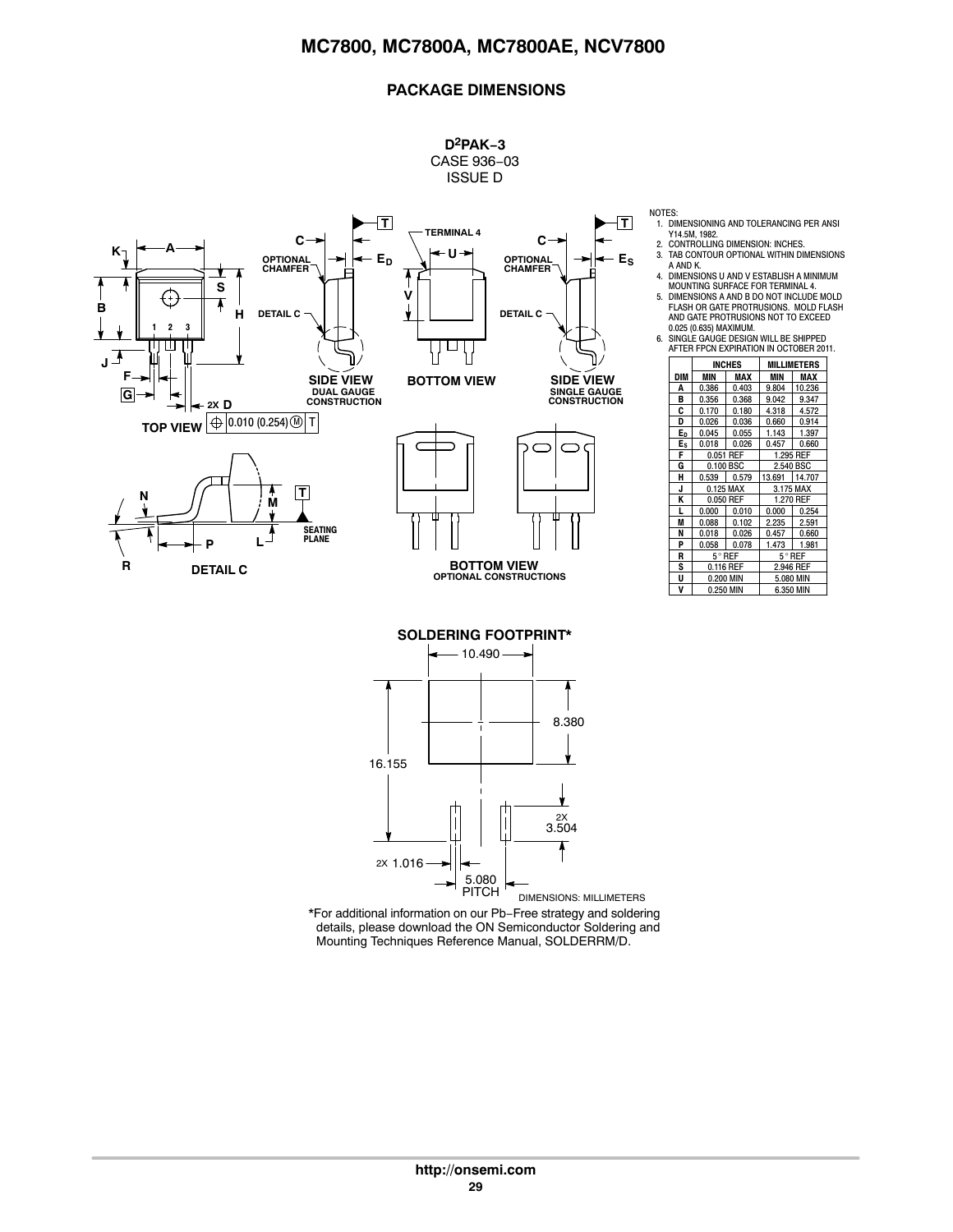## PACKAGE DIMENSIONS

**D²PAK−3**
CASE 936−03
ISSUE D

NOTES:
1. DIMENSIONING AND TOLERANCING PER ANSI Y14.5M, 1982.
2. CONTROLLING DIMENSION: INCHES.
3. TAB CONTOUR OPTIONAL WITHIN DIMENSIONS A AND K.
4. DIMENSIONS U AND V ESTABLISH A MINIMUM MOUNTING SURFACE FOR TERMINAL 4.
5. DIMENSIONS A AND B DO NOT INCLUDE MOLD FLASH OR GATE PROTRUSIONS. MOLD FLASH AND GATE PROTRUSIONS NOT TO EXCEED 0.025 (0.635) MAXIMUM.
6. SINGLE GAUGE DESIGN WILL BE SHIPPED AFTER FPCN EXPIRATION IN OCTOBER 2011.

| DIM | INCHES MIN | INCHES MAX | MILLIMETERS MIN | MILLIMETERS MAX |
|---|---|---|---|---|
| A | 0.386 | 0.403 | 9.804 | 10.236 |
| B | 0.356 | 0.368 | 9.042 | 9.347 |
| C | 0.170 | 0.180 | 4.318 | 4.572 |
| D | 0.026 | 0.036 | 0.660 | 0.914 |
| $E_D$ | 0.045 | 0.055 | 1.143 | 1.397 |
| $E_S$ | 0.018 | 0.026 | 0.457 | 0.660 |
| F | 0.051 REF | | 1.295 REF | |
| G | 0.100 BSC | | 2.540 BSC | |
| H | 0.539 | 0.579 | 13.691 | 14.707 |
| J | 0.125 MAX | | 3.175 MAX | |
| K | 0.050 REF | | 1.270 REF | |
| L | 0.000 | 0.010 | 0.000 | 0.254 |
| M | 0.088 | 0.102 | 2.235 | 2.591 |
| N | 0.018 | 0.026 | 0.457 | 0.660 |
| P | 0.058 | 0.078 | 1.473 | 1.981 |
| R | 5° REF | | 5° REF | |
| S | 0.116 REF | | 2.946 REF | |
| U | 0.200 MIN | | 5.080 MIN | |
| V | 0.250 MIN | | 6.350 MIN | |

TOP VIEW — 2X D, ⊕ 0.010 (0.254) Ⓜ T

SIDE VIEW DUAL GAUGE CONSTRUCTION — BOTTOM VIEW — SIDE VIEW SINGLE GAUGE CONSTRUCTION

BOTTOM VIEW OPTIONAL CONSTRUCTIONS

DETAIL C — SEATING PLANE

**SOLDERING FOOTPRINT***

10.490, 8.380, 16.155, 2X 3.504, 2X 1.016, 5.080 PITCH

DIMENSIONS: MILLIMETERS

*For additional information on our Pb−Free strategy and soldering details, please download the ON Semiconductor Soldering and Mounting Techniques Reference Manual, SOLDERRM/D.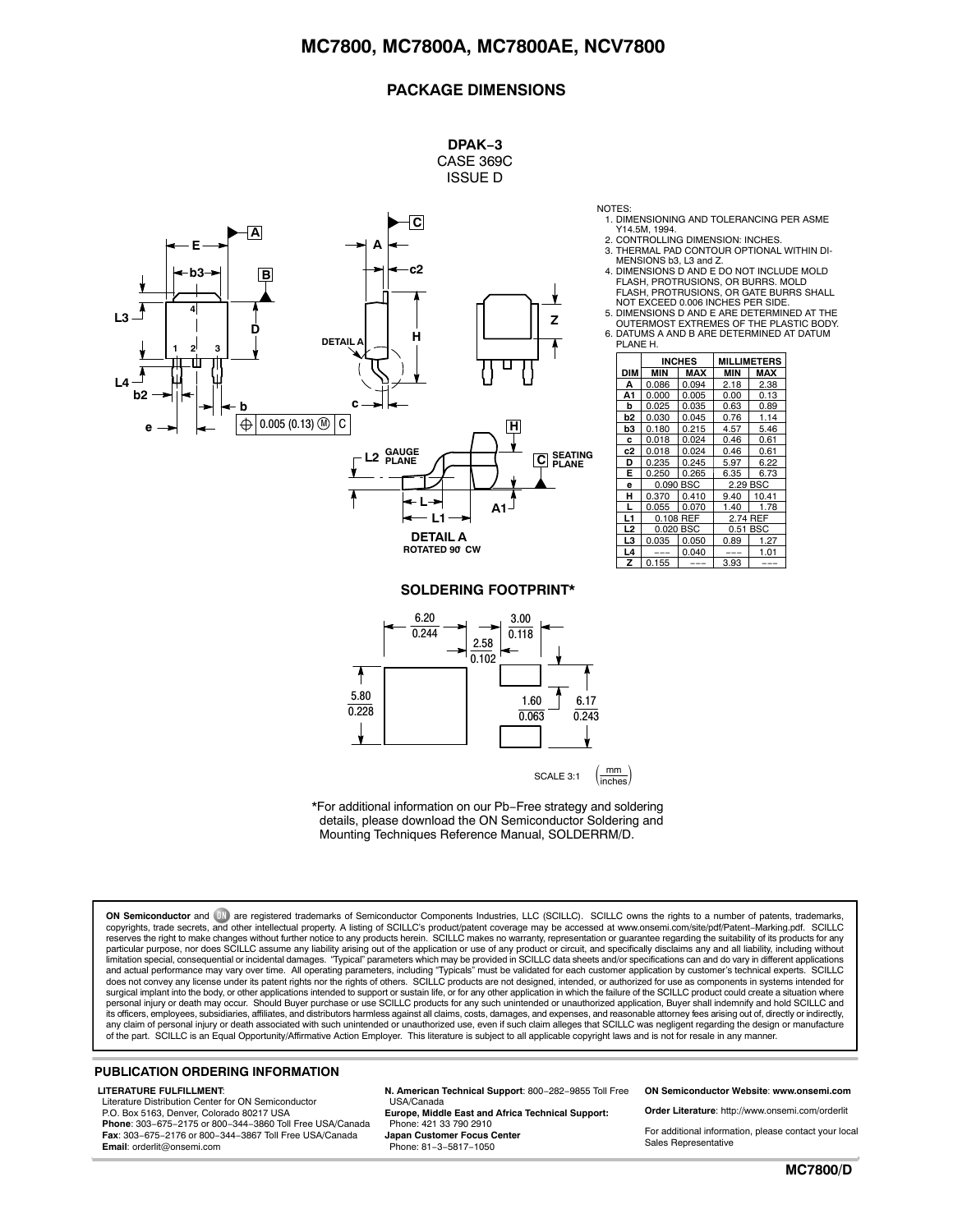## PACKAGE DIMENSIONS

**DPAK−3**
CASE 369C
ISSUE D

NOTES:
1. DIMENSIONING AND TOLERANCING PER ASME Y14.5M, 1994.
2. CONTROLLING DIMENSION: INCHES.
3. THERMAL PAD CONTOUR OPTIONAL WITHIN DIMENSIONS b3, L3 and Z.
4. DIMENSIONS D AND E DO NOT INCLUDE MOLD FLASH, PROTRUSIONS, OR BURRS. MOLD FLASH, PROTRUSIONS, OR GATE BURRS SHALL NOT EXCEED 0.006 INCHES PER SIDE.
5. DIMENSIONS D AND E ARE DETERMINED AT THE OUTERMOST EXTREMES OF THE PLASTIC BODY.
6. DATUMS A AND B ARE DETERMINED AT DATUM PLANE H.

| | INCHES | | MILLIMETERS | |
|---|---|---|---|---|
| DIM | MIN | MAX | MIN | MAX |
| A | 0.086 | 0.094 | 2.18 | 2.38 |
| A1 | 0.000 | 0.005 | 0.00 | 0.13 |
| b | 0.025 | 0.035 | 0.63 | 0.89 |
| b2 | 0.030 | 0.045 | 0.76 | 1.14 |
| b3 | 0.180 | 0.215 | 4.57 | 5.46 |
| c | 0.018 | 0.024 | 0.46 | 0.61 |
| c2 | 0.018 | 0.024 | 0.46 | 0.61 |
| D | 0.235 | 0.245 | 5.97 | 6.22 |
| E | 0.250 | 0.265 | 6.35 | 6.73 |
| e | 0.090 BSC | | 2.29 BSC | |
| H | 0.370 | 0.410 | 9.40 | 10.41 |
| L | 0.055 | 0.070 | 1.40 | 1.78 |
| L1 | 0.108 REF | | 2.74 REF | |
| L2 | 0.020 BSC | | 0.51 BSC | |
| L3 | 0.035 | 0.050 | 0.89 | 1.27 |
| L4 | −−− | 0.040 | −−− | 1.01 |
| Z | 0.155 | −−− | 3.93 | −−− |

E
A
B
b3
L3
D
L4
b2
b
e
1 2 3
4
0.005 (0.13) Ⓜ C
C
A
c2
H
DETAIL A
c
Z
H
L2 GAUGE PLANE
C SEATING PLANE
L
L1
A1
**DETAIL A**
**ROTATED 90° CW**

## SOLDERING FOOTPRINT*

6.20 / 0.244
3.00 / 0.118
2.58 / 0.102
5.80 / 0.228
1.60 / 0.063
6.17 / 0.243
SCALE 3:1 (mm / inches)

*For additional information on our Pb−Free strategy and soldering details, please download the ON Semiconductor Soldering and Mounting Techniques Reference Manual, SOLDERRM/D.

**ON Semiconductor** and ON are registered trademarks of Semiconductor Components Industries, LLC (SCILLC). SCILLC owns the rights to a number of patents, trademarks, copyrights, trade secrets, and other intellectual property. A listing of SCILLC's product/patent coverage may be accessed at www.onsemi.com/site/pdf/Patent−Marking.pdf. SCILLC reserves the right to make changes without further notice to any products herein. SCILLC makes no warranty, representation or guarantee regarding the suitability of its products for any particular purpose, nor does SCILLC assume any liability arising out of the application or use of any product or circuit, and specifically disclaims any and all liability, including without limitation special, consequential or incidental damages. "Typical" parameters which may be provided in SCILLC data sheets and/or specifications can and do vary in different applications and actual performance may vary over time. All operating parameters, including "Typicals" must be validated for each customer application by customer's technical experts. SCILLC does not convey any license under its patent rights nor the rights of others. SCILLC products are not designed, intended, or authorized for use as components in systems intended for surgical implant into the body, or other applications intended to support or sustain life, or for any other application in which the failure of the SCILLC product could create a situation where personal injury or death may occur. Should Buyer purchase or use SCILLC products for any such unintended or unauthorized application, Buyer shall indemnify and hold SCILLC and its officers, employees, subsidiaries, affiliates, and distributors harmless against all claims, costs, damages, and expenses, and reasonable attorney fees arising out of, directly or indirectly, any claim of personal injury or death associated with such unintended or unauthorized use, even if such claim alleges that SCILLC was negligent regarding the design or manufacture of the part. SCILLC is an Equal Opportunity/Affirmative Action Employer. This literature is subject to all applicable copyright laws and is not for resale in any manner.

### PUBLICATION ORDERING INFORMATION

**LITERATURE FULFILLMENT**:
Literature Distribution Center for ON Semiconductor
P.O. Box 5163, Denver, Colorado 80217 USA
**Phone**: 303−675−2175 or 800−344−3860 Toll Free USA/Canada
**Fax**: 303−675−2176 or 800−344−3867 Toll Free USA/Canada
**Email**: orderlit@onsemi.com

**N. American Technical Support**: 800−282−9855 Toll Free USA/Canada
**Europe, Middle East and Africa Technical Support:**
Phone: 421 33 790 2910
**Japan Customer Focus Center**
Phone: 81−3−5817−1050

**ON Semiconductor Website**: **www.onsemi.com**

**Order Literature**: http://www.onsemi.com/orderlit

For additional information, please contact your local Sales Representative

**MC7800/D**